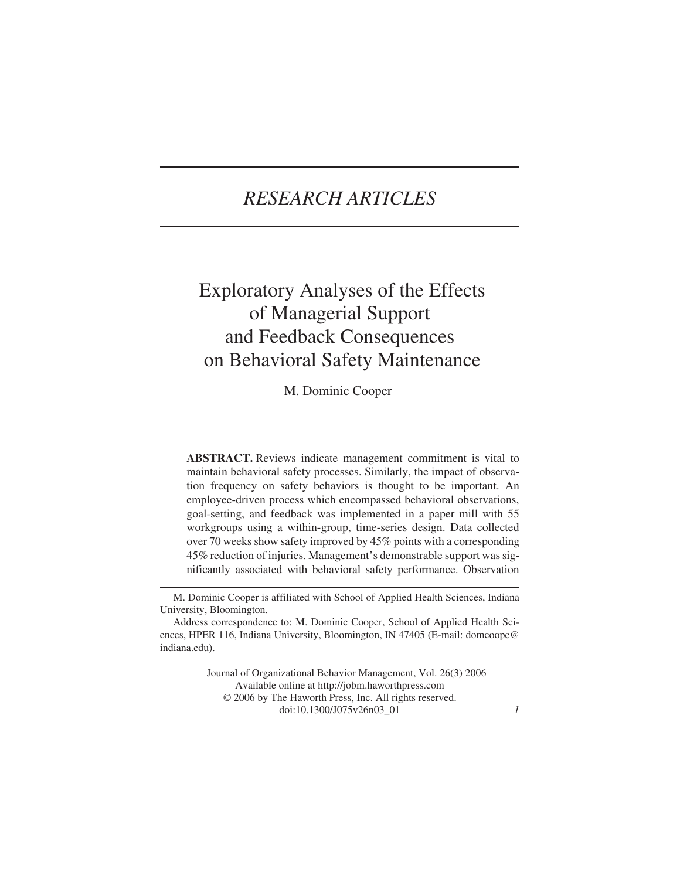# *RESEARCH ARTICLES*

# Exploratory Analyses of the Effects of Managerial Support and Feedback Consequences on Behavioral Safety Maintenance

M. Dominic Cooper

**ABSTRACT.** Reviews indicate management commitment is vital to maintain behavioral safety processes. Similarly, the impact of observation frequency on safety behaviors is thought to be important. An employee-driven process which encompassed behavioral observations, goal-setting, and feedback was implemented in a paper mill with 55 workgroups using a within-group, time-series design. Data collected over 70 weeks show safety improved by 45% points with a corresponding 45% reduction of injuries. Management's demonstrable support was significantly associated with behavioral safety performance. Observation

---

M. Dominic Cooper is affiliated with School of Applied Health Sciences, Indiana University, Bloomington.

Address correspondence to: M. Dominic Cooper, School of Applied Health Sciences, HPER 116, Indiana University, Bloomington, IN 47405 (E-mail: domcoope@indiana.edu).

Journal of Organizational Behavior Management, Vol. 26(3) 2006
Available online at http://jobm.haworthpress.com
© 2006 by The Haworth Press, Inc. All rights reserved.
doi:10.1300/J075v26n03_01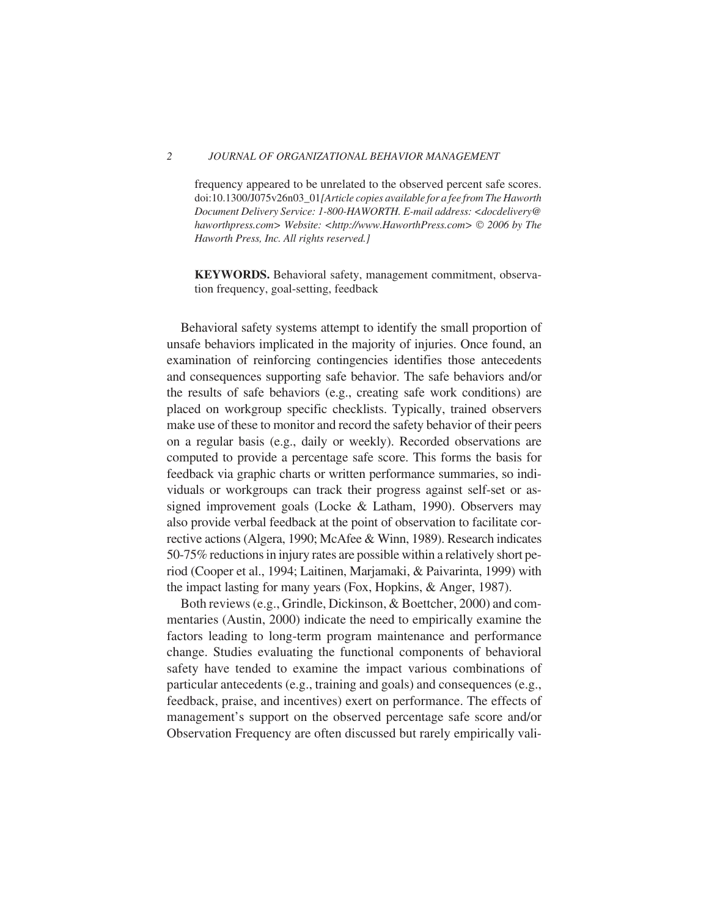frequency appeared to be unrelated to the observed percent safe scores. doi:10.1300/J075v26n03_01 *[Article copies available for a fee from The Haworth Document Delivery Service: 1-800-HAWORTH. E-mail address: <docdelivery@haworthpress.com> Website: <http://www.HaworthPress.com> © 2006 by The Haworth Press, Inc. All rights reserved.]*

**KEYWORDS.** Behavioral safety, management commitment, observation frequency, goal-setting, feedback

Behavioral safety systems attempt to identify the small proportion of unsafe behaviors implicated in the majority of injuries. Once found, an examination of reinforcing contingencies identifies those antecedents and consequences supporting safe behavior. The safe behaviors and/or the results of safe behaviors (e.g., creating safe work conditions) are placed on workgroup specific checklists. Typically, trained observers make use of these to monitor and record the safety behavior of their peers on a regular basis (e.g., daily or weekly). Recorded observations are computed to provide a percentage safe score. This forms the basis for feedback via graphic charts or written performance summaries, so individuals or workgroups can track their progress against self-set or assigned improvement goals (Locke & Latham, 1990). Observers may also provide verbal feedback at the point of observation to facilitate corrective actions (Algera, 1990; McAfee & Winn, 1989). Research indicates 50-75% reductions in injury rates are possible within a relatively short period (Cooper et al., 1994; Laitinen, Marjamaki, & Paivarinta, 1999) with the impact lasting for many years (Fox, Hopkins, & Anger, 1987).

Both reviews (e.g., Grindle, Dickinson, & Boettcher, 2000) and commentaries (Austin, 2000) indicate the need to empirically examine the factors leading to long-term program maintenance and performance change. Studies evaluating the functional components of behavioral safety have tended to examine the impact various combinations of particular antecedents (e.g., training and goals) and consequences (e.g., feedback, praise, and incentives) exert on performance. The effects of management's support on the observed percentage safe score and/or Observation Frequency are often discussed but rarely empirically vali-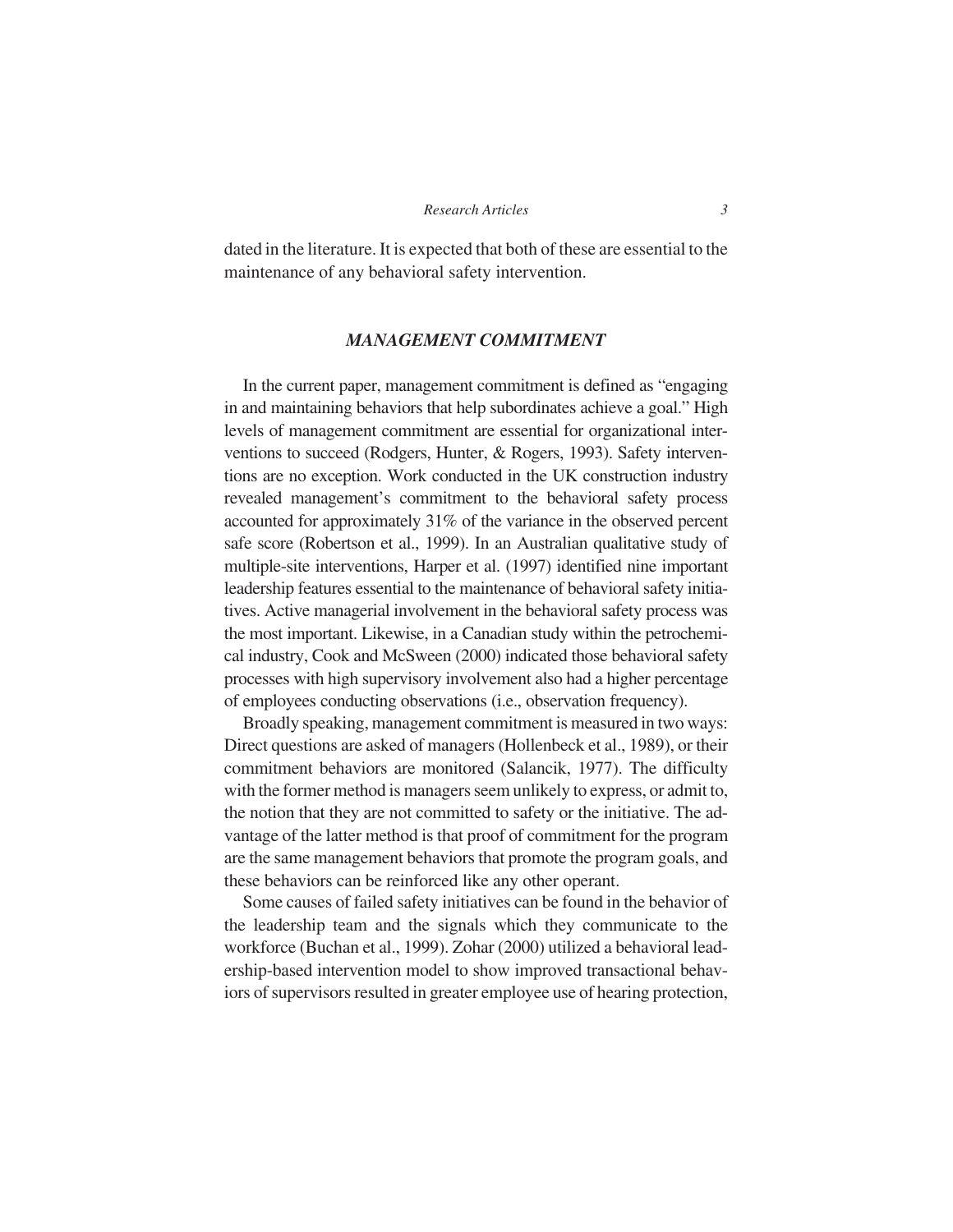dated in the literature. It is expected that both of these are essential to the maintenance of any behavioral safety intervention.

## *MANAGEMENT COMMITMENT*

In the current paper, management commitment is defined as "engaging in and maintaining behaviors that help subordinates achieve a goal." High levels of management commitment are essential for organizational interventions to succeed (Rodgers, Hunter, & Rogers, 1993). Safety interventions are no exception. Work conducted in the UK construction industry revealed management's commitment to the behavioral safety process accounted for approximately 31% of the variance in the observed percent safe score (Robertson et al., 1999). In an Australian qualitative study of multiple-site interventions, Harper et al. (1997) identified nine important leadership features essential to the maintenance of behavioral safety initiatives. Active managerial involvement in the behavioral safety process was the most important. Likewise, in a Canadian study within the petrochemical industry, Cook and McSween (2000) indicated those behavioral safety processes with high supervisory involvement also had a higher percentage of employees conducting observations (i.e., observation frequency).

Broadly speaking, management commitment is measured in two ways: Direct questions are asked of managers (Hollenbeck et al., 1989), or their commitment behaviors are monitored (Salancik, 1977). The difficulty with the former method is managers seem unlikely to express, or admit to, the notion that they are not committed to safety or the initiative. The advantage of the latter method is that proof of commitment for the program are the same management behaviors that promote the program goals, and these behaviors can be reinforced like any other operant.

Some causes of failed safety initiatives can be found in the behavior of the leadership team and the signals which they communicate to the workforce (Buchan et al., 1999). Zohar (2000) utilized a behavioral leadership-based intervention model to show improved transactional behaviors of supervisors resulted in greater employee use of hearing protection,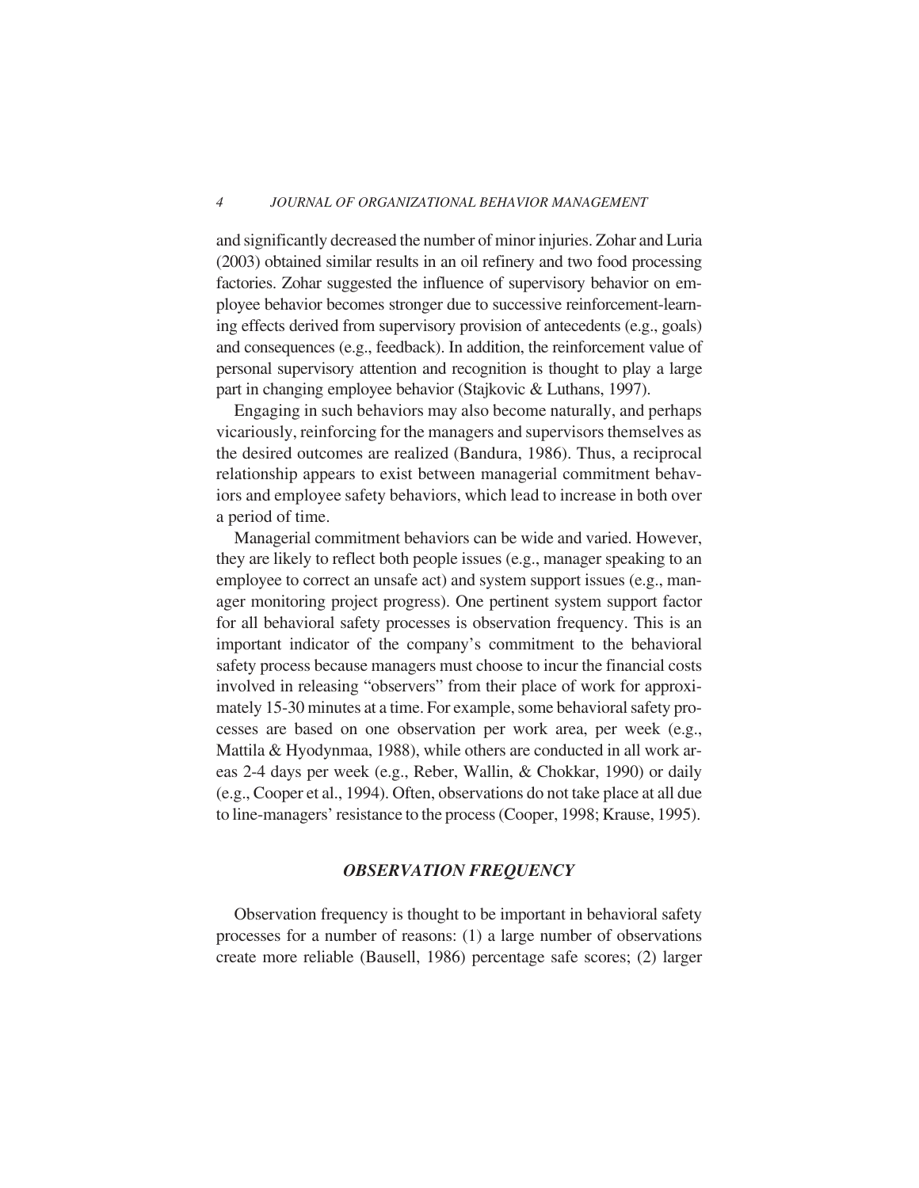and significantly decreased the number of minor injuries. Zohar and Luria (2003) obtained similar results in an oil refinery and two food processing factories. Zohar suggested the influence of supervisory behavior on employee behavior becomes stronger due to successive reinforcement-learning effects derived from supervisory provision of antecedents (e.g., goals) and consequences (e.g., feedback). In addition, the reinforcement value of personal supervisory attention and recognition is thought to play a large part in changing employee behavior (Stajkovic & Luthans, 1997).

Engaging in such behaviors may also become naturally, and perhaps vicariously, reinforcing for the managers and supervisors themselves as the desired outcomes are realized (Bandura, 1986). Thus, a reciprocal relationship appears to exist between managerial commitment behaviors and employee safety behaviors, which lead to increase in both over a period of time.

Managerial commitment behaviors can be wide and varied. However, they are likely to reflect both people issues (e.g., manager speaking to an employee to correct an unsafe act) and system support issues (e.g., manager monitoring project progress). One pertinent system support factor for all behavioral safety processes is observation frequency. This is an important indicator of the company's commitment to the behavioral safety process because managers must choose to incur the financial costs involved in releasing "observers" from their place of work for approximately 15-30 minutes at a time. For example, some behavioral safety processes are based on one observation per work area, per week (e.g., Mattila & Hyodynmaa, 1988), while others are conducted in all work areas 2-4 days per week (e.g., Reber, Wallin, & Chokkar, 1990) or daily (e.g., Cooper et al., 1994). Often, observations do not take place at all due to line-managers' resistance to the process (Cooper, 1998; Krause, 1995).

## *OBSERVATION FREQUENCY*

Observation frequency is thought to be important in behavioral safety processes for a number of reasons: (1) a large number of observations create more reliable (Bausell, 1986) percentage safe scores; (2) larger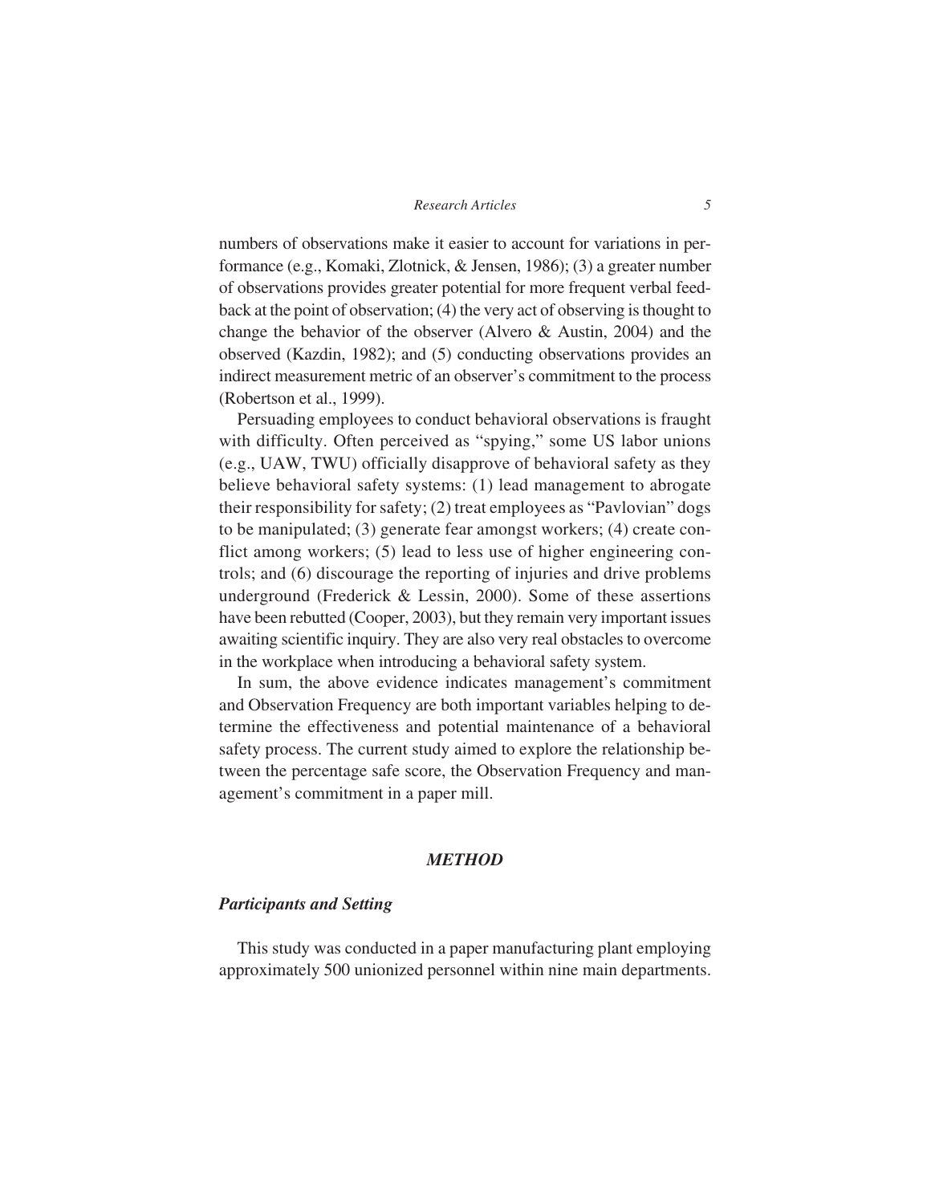numbers of observations make it easier to account for variations in performance (e.g., Komaki, Zlotnick, & Jensen, 1986); (3) a greater number of observations provides greater potential for more frequent verbal feedback at the point of observation; (4) the very act of observing is thought to change the behavior of the observer (Alvero & Austin, 2004) and the observed (Kazdin, 1982); and (5) conducting observations provides an indirect measurement metric of an observer's commitment to the process (Robertson et al., 1999).

Persuading employees to conduct behavioral observations is fraught with difficulty. Often perceived as "spying," some US labor unions (e.g., UAW, TWU) officially disapprove of behavioral safety as they believe behavioral safety systems: (1) lead management to abrogate their responsibility for safety; (2) treat employees as "Pavlovian" dogs to be manipulated; (3) generate fear amongst workers; (4) create conflict among workers; (5) lead to less use of higher engineering controls; and (6) discourage the reporting of injuries and drive problems underground (Frederick & Lessin, 2000). Some of these assertions have been rebutted (Cooper, 2003), but they remain very important issues awaiting scientific inquiry. They are also very real obstacles to overcome in the workplace when introducing a behavioral safety system.

In sum, the above evidence indicates management's commitment and Observation Frequency are both important variables helping to determine the effectiveness and potential maintenance of a behavioral safety process. The current study aimed to explore the relationship between the percentage safe score, the Observation Frequency and management's commitment in a paper mill.

## *METHOD*

### *Participants and Setting*

This study was conducted in a paper manufacturing plant employing approximately 500 unionized personnel within nine main departments.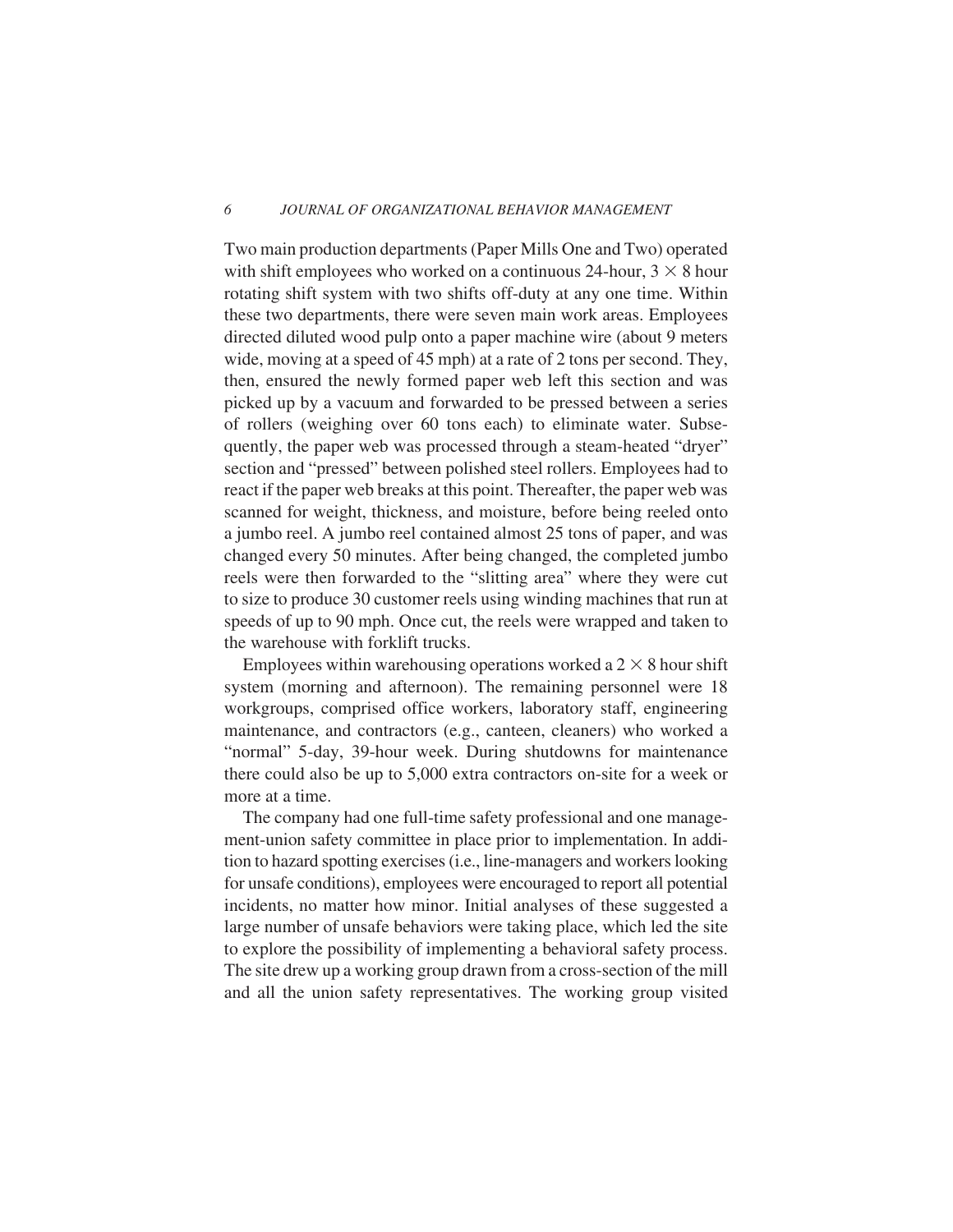Two main production departments (Paper Mills One and Two) operated with shift employees who worked on a continuous 24-hour, $3 \times 8$ hour rotating shift system with two shifts off-duty at any one time. Within these two departments, there were seven main work areas. Employees directed diluted wood pulp onto a paper machine wire (about 9 meters wide, moving at a speed of 45 mph) at a rate of 2 tons per second. They, then, ensured the newly formed paper web left this section and was picked up by a vacuum and forwarded to be pressed between a series of rollers (weighing over 60 tons each) to eliminate water. Subsequently, the paper web was processed through a steam-heated "dryer" section and "pressed" between polished steel rollers. Employees had to react if the paper web breaks at this point. Thereafter, the paper web was scanned for weight, thickness, and moisture, before being reeled onto a jumbo reel. A jumbo reel contained almost 25 tons of paper, and was changed every 50 minutes. After being changed, the completed jumbo reels were then forwarded to the "slitting area" where they were cut to size to produce 30 customer reels using winding machines that run at speeds of up to 90 mph. Once cut, the reels were wrapped and taken to the warehouse with forklift trucks.

Employees within warehousing operations worked a $2 \times 8$ hour shift system (morning and afternoon). The remaining personnel were 18 workgroups, comprised office workers, laboratory staff, engineering maintenance, and contractors (e.g., canteen, cleaners) who worked a "normal" 5-day, 39-hour week. During shutdowns for maintenance there could also be up to 5,000 extra contractors on-site for a week or more at a time.

The company had one full-time safety professional and one management-union safety committee in place prior to implementation. In addition to hazard spotting exercises (i.e., line-managers and workers looking for unsafe conditions), employees were encouraged to report all potential incidents, no matter how minor. Initial analyses of these suggested a large number of unsafe behaviors were taking place, which led the site to explore the possibility of implementing a behavioral safety process. The site drew up a working group drawn from a cross-section of the mill and all the union safety representatives. The working group visited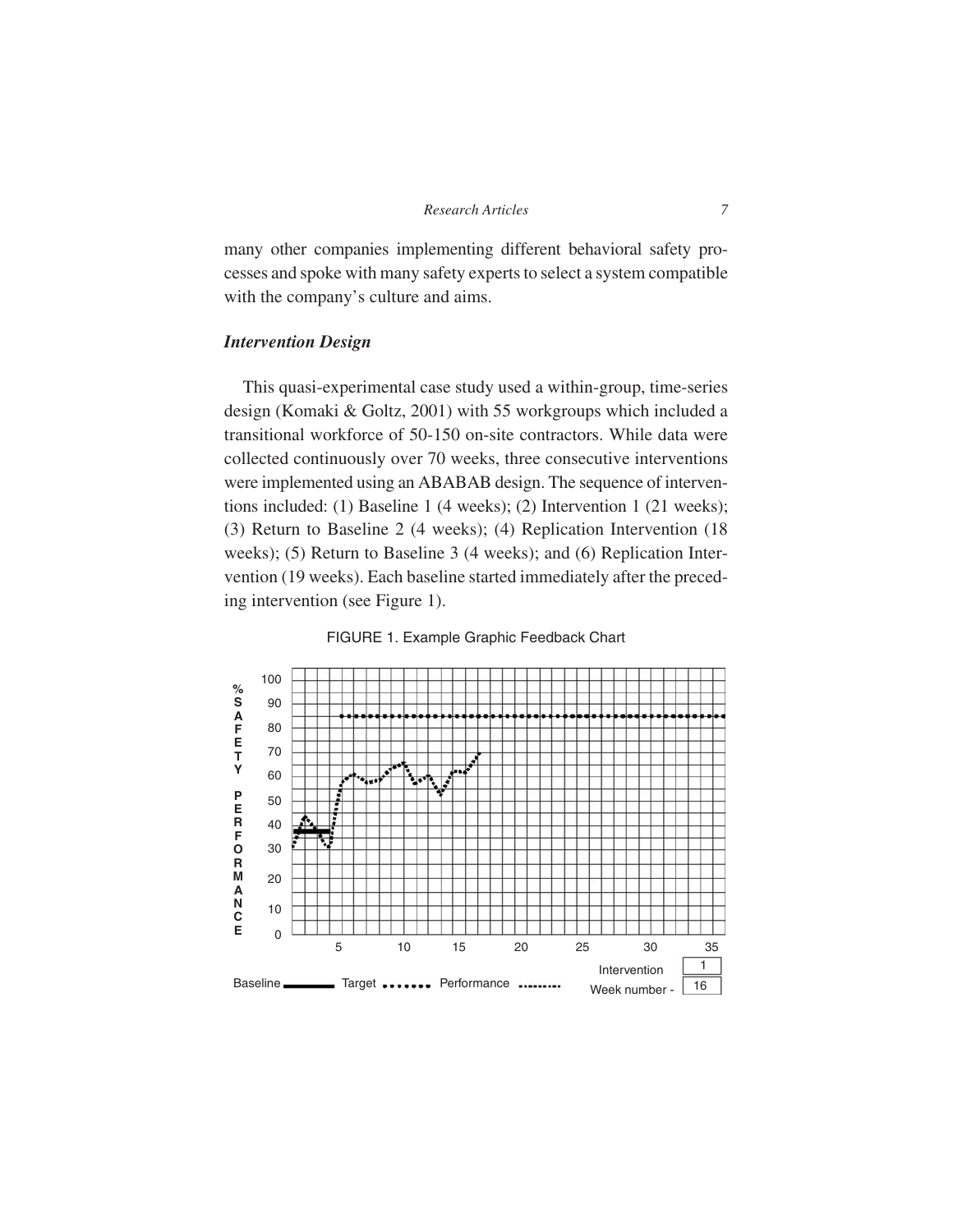many other companies implementing different behavioral safety processes and spoke with many safety experts to select a system compatible with the company's culture and aims.

### *Intervention Design*

This quasi-experimental case study used a within-group, time-series design (Komaki & Goltz, 2001) with 55 workgroups which included a transitional workforce of 50-150 on-site contractors. While data were collected continuously over 70 weeks, three consecutive interventions were implemented using an ABABAB design. The sequence of interventions included: (1) Baseline 1 (4 weeks); (2) Intervention 1 (21 weeks); (3) Return to Baseline 2 (4 weeks); (4) Replication Intervention (18 weeks); (5) Return to Baseline 3 (4 weeks); and (6) Replication Intervention (19 weeks). Each baseline started immediately after the preceding intervention (see Figure 1).

FIGURE 1. Example Graphic Feedback Chart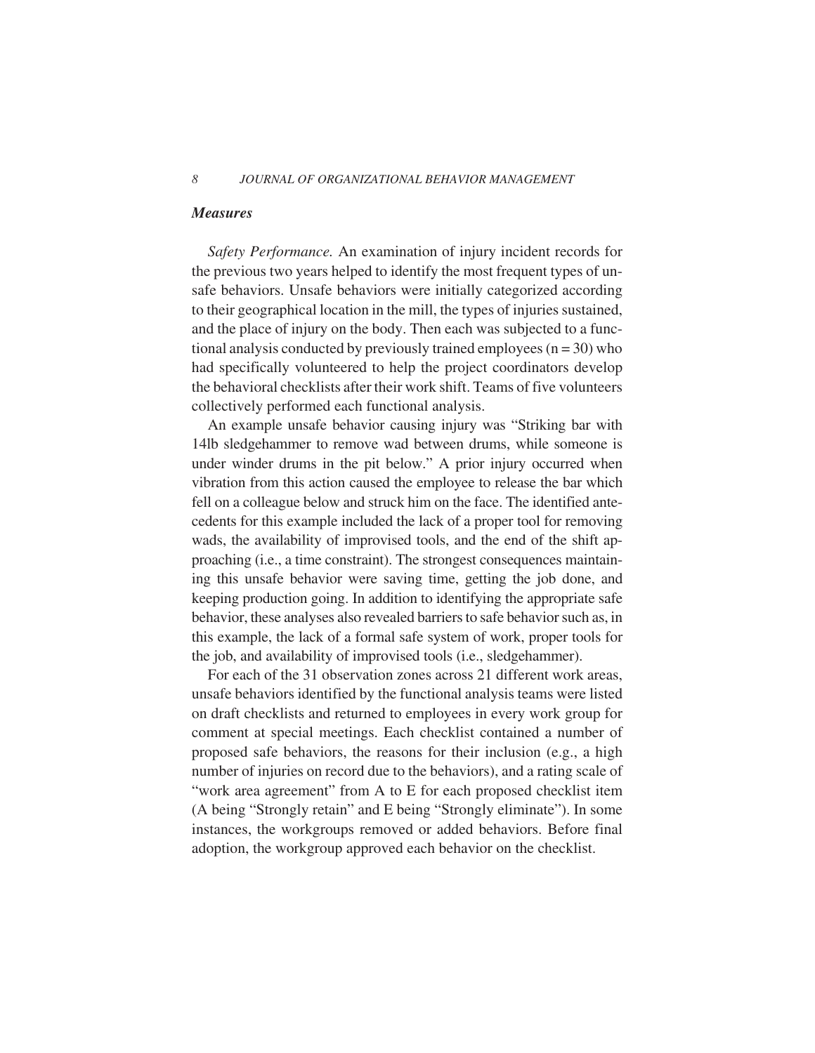### *Measures*

*Safety Performance.* An examination of injury incident records for the previous two years helped to identify the most frequent types of unsafe behaviors. Unsafe behaviors were initially categorized according to their geographical location in the mill, the types of injuries sustained, and the place of injury on the body. Then each was subjected to a functional analysis conducted by previously trained employees (n = 30) who had specifically volunteered to help the project coordinators develop the behavioral checklists after their work shift. Teams of five volunteers collectively performed each functional analysis.

An example unsafe behavior causing injury was "Striking bar with 14lb sledgehammer to remove wad between drums, while someone is under winder drums in the pit below." A prior injury occurred when vibration from this action caused the employee to release the bar which fell on a colleague below and struck him on the face. The identified antecedents for this example included the lack of a proper tool for removing wads, the availability of improvised tools, and the end of the shift approaching (i.e., a time constraint). The strongest consequences maintaining this unsafe behavior were saving time, getting the job done, and keeping production going. In addition to identifying the appropriate safe behavior, these analyses also revealed barriers to safe behavior such as, in this example, the lack of a formal safe system of work, proper tools for the job, and availability of improvised tools (i.e., sledgehammer).

For each of the 31 observation zones across 21 different work areas, unsafe behaviors identified by the functional analysis teams were listed on draft checklists and returned to employees in every work group for comment at special meetings. Each checklist contained a number of proposed safe behaviors, the reasons for their inclusion (e.g., a high number of injuries on record due to the behaviors), and a rating scale of "work area agreement" from A to E for each proposed checklist item (A being "Strongly retain" and E being "Strongly eliminate"). In some instances, the workgroups removed or added behaviors. Before final adoption, the workgroup approved each behavior on the checklist.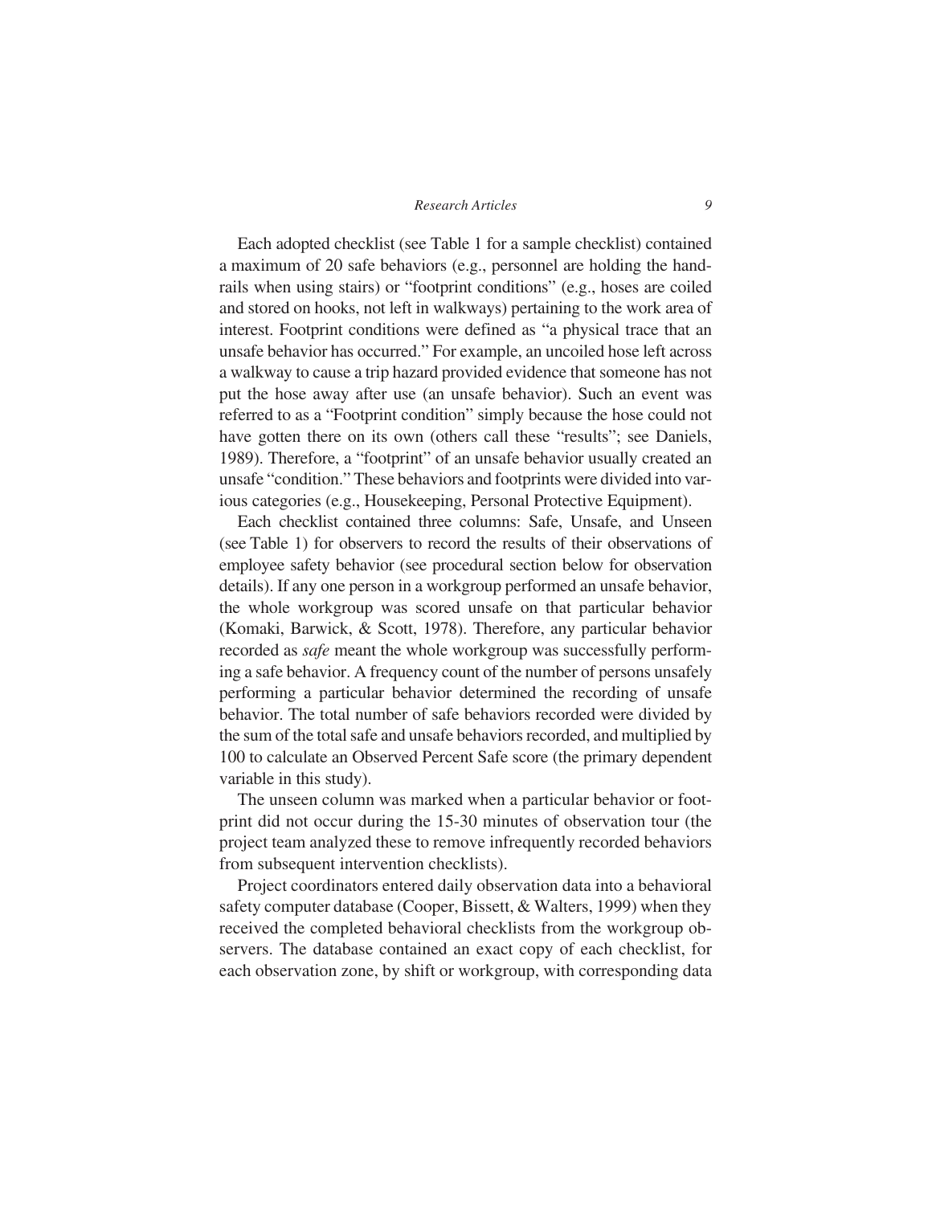Each adopted checklist (see Table 1 for a sample checklist) contained a maximum of 20 safe behaviors (e.g., personnel are holding the handrails when using stairs) or "footprint conditions" (e.g., hoses are coiled and stored on hooks, not left in walkways) pertaining to the work area of interest. Footprint conditions were defined as "a physical trace that an unsafe behavior has occurred." For example, an uncoiled hose left across a walkway to cause a trip hazard provided evidence that someone has not put the hose away after use (an unsafe behavior). Such an event was referred to as a "Footprint condition" simply because the hose could not have gotten there on its own (others call these "results"; see Daniels, 1989). Therefore, a "footprint" of an unsafe behavior usually created an unsafe "condition." These behaviors and footprints were divided into various categories (e.g., Housekeeping, Personal Protective Equipment).

Each checklist contained three columns: Safe, Unsafe, and Unseen (see Table 1) for observers to record the results of their observations of employee safety behavior (see procedural section below for observation details). If any one person in a workgroup performed an unsafe behavior, the whole workgroup was scored unsafe on that particular behavior (Komaki, Barwick, & Scott, 1978). Therefore, any particular behavior recorded as *safe* meant the whole workgroup was successfully performing a safe behavior. A frequency count of the number of persons unsafely performing a particular behavior determined the recording of unsafe behavior. The total number of safe behaviors recorded were divided by the sum of the total safe and unsafe behaviors recorded, and multiplied by 100 to calculate an Observed Percent Safe score (the primary dependent variable in this study).

The unseen column was marked when a particular behavior or footprint did not occur during the 15-30 minutes of observation tour (the project team analyzed these to remove infrequently recorded behaviors from subsequent intervention checklists).

Project coordinators entered daily observation data into a behavioral safety computer database (Cooper, Bissett, & Walters, 1999) when they received the completed behavioral checklists from the workgroup observers. The database contained an exact copy of each checklist, for each observation zone, by shift or workgroup, with corresponding data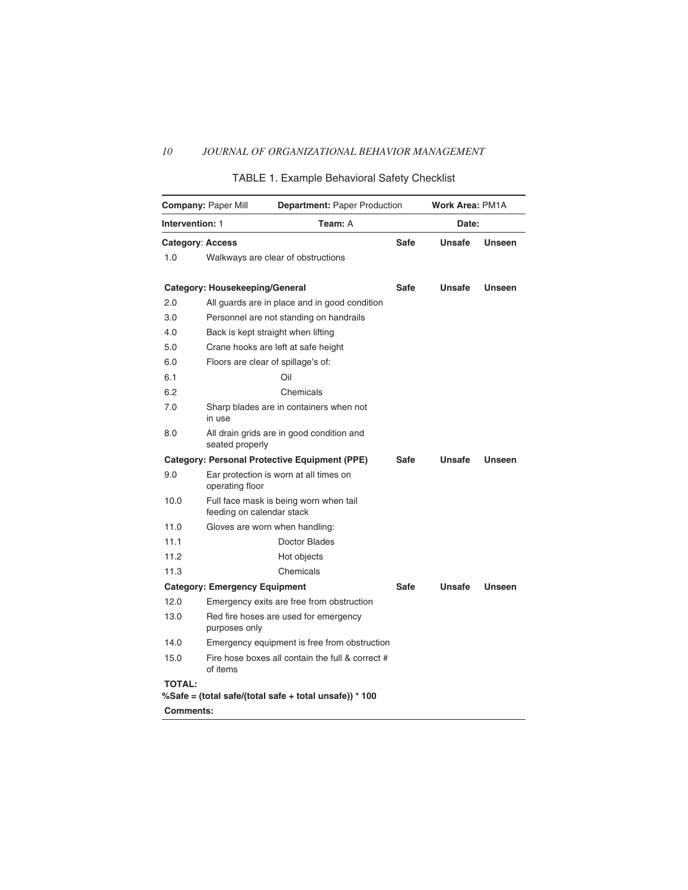TABLE 1. Example Behavioral Safety Checklist

| **Company:** Paper Mill | **Department:** Paper Production | | **Work Area:** PM1A | |
|---|---|---|---|---|
| **Intervention:** 1 | **Team:** A | | **Date:** | |
| **Category: Access** | | **Safe** | **Unsafe** | **Unseen** |
| 1.0 | Walkways are clear of obstructions | | | |
| **Category: Housekeeping/General** | | **Safe** | **Unsafe** | **Unseen** |
| 2.0 | All guards are in place and in good condition | | | |
| 3.0 | Personnel are not standing on handrails | | | |
| 4.0 | Back is kept straight when lifting | | | |
| 5.0 | Crane hooks are left at safe height | | | |
| 6.0 | Floors are clear of spillage's of: | | | |
| 6.1 | Oil | | | |
| 6.2 | Chemicals | | | |
| 7.0 | Sharp blades are in containers when not in use | | | |
| 8.0 | All drain grids are in good condition and seated properly | | | |
| **Category: Personal Protective Equipment (PPE)** | | **Safe** | **Unsafe** | **Unseen** |
| 9.0 | Ear protection is worn at all times on operating floor | | | |
| 10.0 | Full face mask is being worn when tail feeding on calendar stack | | | |
| 11.0 | Gloves are worn when handling: | | | |
| 11.1 | Doctor Blades | | | |
| 11.2 | Hot objects | | | |
| 11.3 | Chemicals | | | |
| **Category: Emergency Equipment** | | **Safe** | **Unsafe** | **Unseen** |
| 12.0 | Emergency exits are free from obstruction | | | |
| 13.0 | Red fire hoses are used for emergency purposes only | | | |
| 14.0 | Emergency equipment is free from obstruction | | | |
| 15.0 | Fire hose boxes all contain the full & correct # of items | | | |
| **TOTAL:** | | | | |
| **%Safe = (total safe/(total safe + total unsafe)) * 100** | | | | |
| **Comments:** | | | | |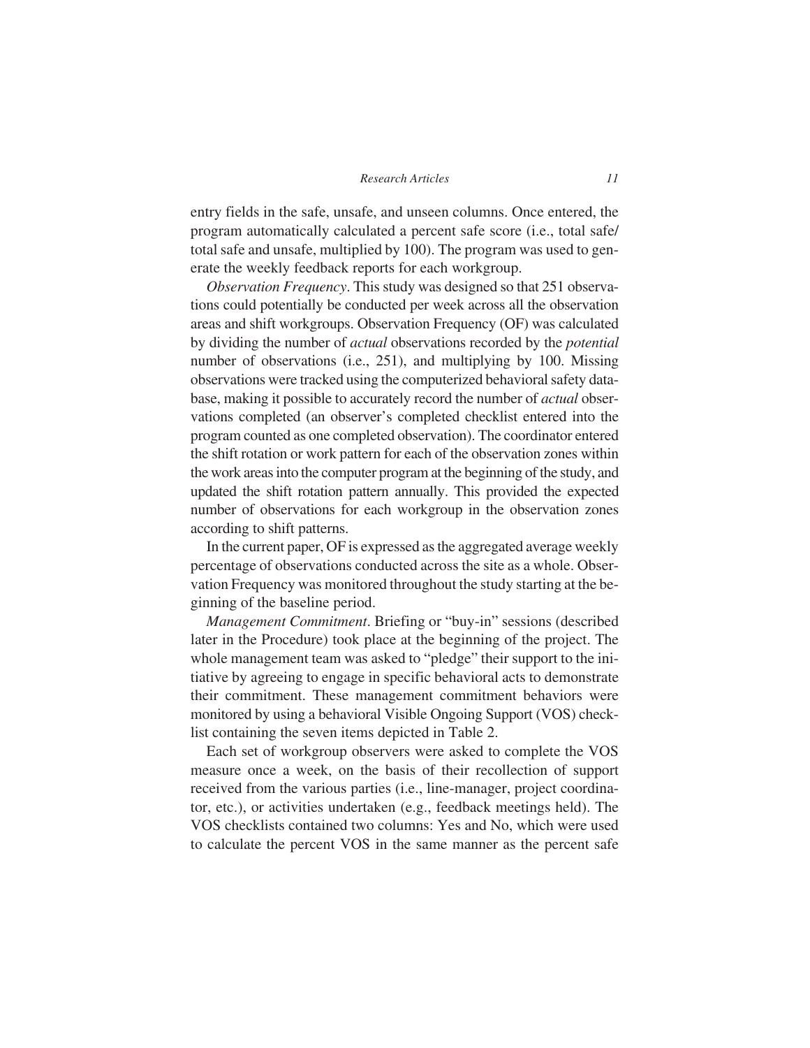entry fields in the safe, unsafe, and unseen columns. Once entered, the program automatically calculated a percent safe score (i.e., total safe/ total safe and unsafe, multiplied by 100). The program was used to generate the weekly feedback reports for each workgroup.

*Observation Frequency*. This study was designed so that 251 observations could potentially be conducted per week across all the observation areas and shift workgroups. Observation Frequency (OF) was calculated by dividing the number of *actual* observations recorded by the *potential* number of observations (i.e., 251), and multiplying by 100. Missing observations were tracked using the computerized behavioral safety database, making it possible to accurately record the number of *actual* observations completed (an observer's completed checklist entered into the program counted as one completed observation). The coordinator entered the shift rotation or work pattern for each of the observation zones within the work areas into the computer program at the beginning of the study, and updated the shift rotation pattern annually. This provided the expected number of observations for each workgroup in the observation zones according to shift patterns.

In the current paper, OF is expressed as the aggregated average weekly percentage of observations conducted across the site as a whole. Observation Frequency was monitored throughout the study starting at the beginning of the baseline period.

*Management Commitment*. Briefing or "buy-in" sessions (described later in the Procedure) took place at the beginning of the project. The whole management team was asked to "pledge" their support to the initiative by agreeing to engage in specific behavioral acts to demonstrate their commitment. These management commitment behaviors were monitored by using a behavioral Visible Ongoing Support (VOS) checklist containing the seven items depicted in Table 2.

Each set of workgroup observers were asked to complete the VOS measure once a week, on the basis of their recollection of support received from the various parties (i.e., line-manager, project coordinator, etc.), or activities undertaken (e.g., feedback meetings held). The VOS checklists contained two columns: Yes and No, which were used to calculate the percent VOS in the same manner as the percent safe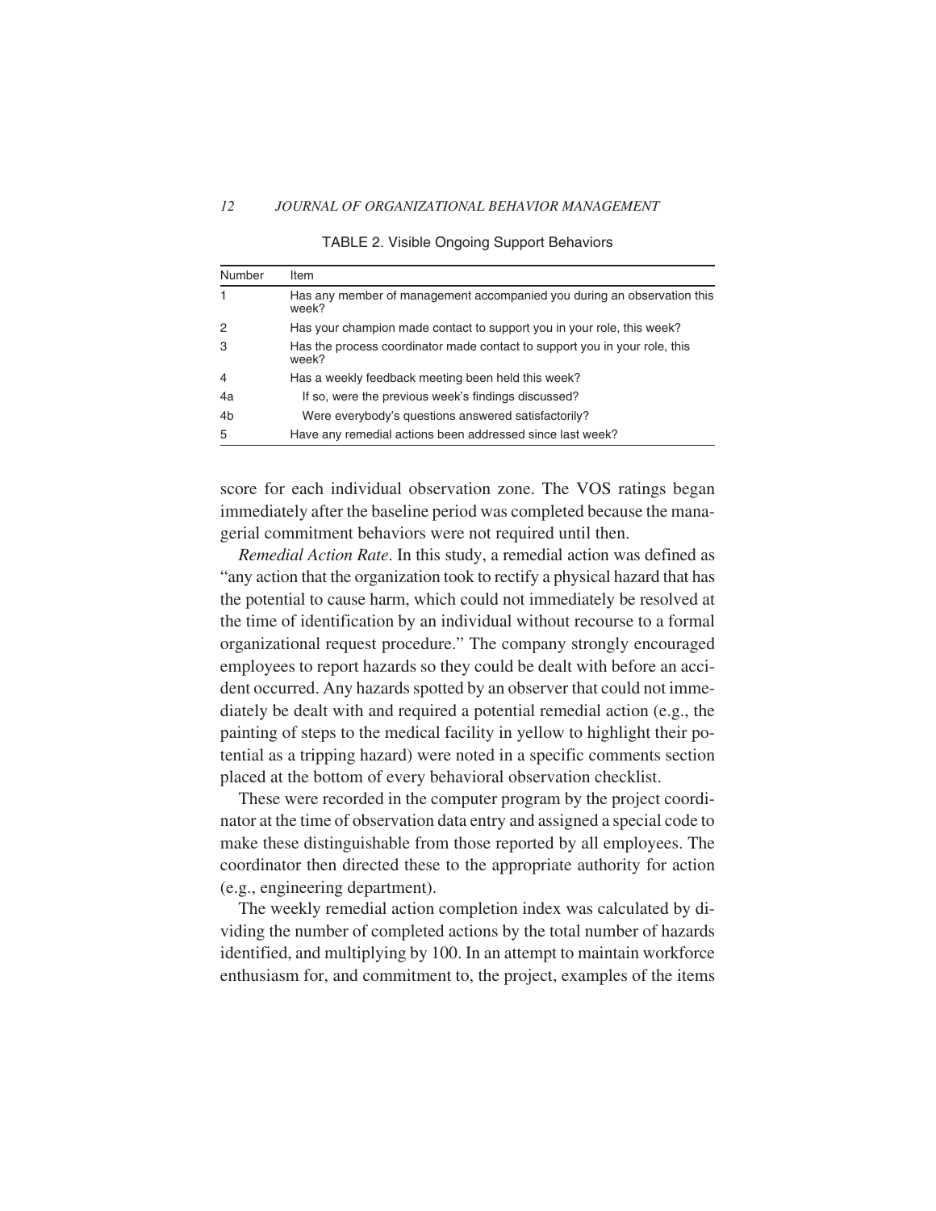TABLE 2. Visible Ongoing Support Behaviors

| Number | Item |
|---|---|
| 1 | Has any member of management accompanied you during an observation this week? |
| 2 | Has your champion made contact to support you in your role, this week? |
| 3 | Has the process coordinator made contact to support you in your role, this week? |
| 4 | Has a weekly feedback meeting been held this week? |
| 4a | If so, were the previous week's findings discussed? |
| 4b | Were everybody's questions answered satisfactorily? |
| 5 | Have any remedial actions been addressed since last week? |

score for each individual observation zone. The VOS ratings began immediately after the baseline period was completed because the managerial commitment behaviors were not required until then.

*Remedial Action Rate*. In this study, a remedial action was defined as "any action that the organization took to rectify a physical hazard that has the potential to cause harm, which could not immediately be resolved at the time of identification by an individual without recourse to a formal organizational request procedure." The company strongly encouraged employees to report hazards so they could be dealt with before an accident occurred. Any hazards spotted by an observer that could not immediately be dealt with and required a potential remedial action (e.g., the painting of steps to the medical facility in yellow to highlight their potential as a tripping hazard) were noted in a specific comments section placed at the bottom of every behavioral observation checklist.

These were recorded in the computer program by the project coordinator at the time of observation data entry and assigned a special code to make these distinguishable from those reported by all employees. The coordinator then directed these to the appropriate authority for action (e.g., engineering department).

The weekly remedial action completion index was calculated by dividing the number of completed actions by the total number of hazards identified, and multiplying by 100. In an attempt to maintain workforce enthusiasm for, and commitment to, the project, examples of the items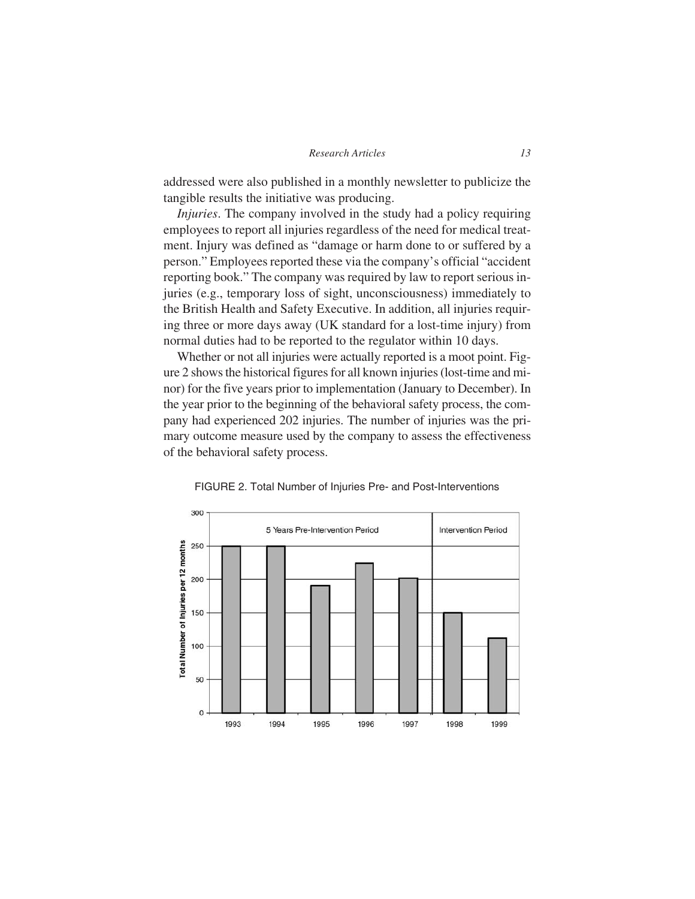addressed were also published in a monthly newsletter to publicize the tangible results the initiative was producing.

*Injuries*. The company involved in the study had a policy requiring employees to report all injuries regardless of the need for medical treatment. Injury was defined as "damage or harm done to or suffered by a person." Employees reported these via the company's official "accident reporting book." The company was required by law to report serious injuries (e.g., temporary loss of sight, unconsciousness) immediately to the British Health and Safety Executive. In addition, all injuries requiring three or more days away (UK standard for a lost-time injury) from normal duties had to be reported to the regulator within 10 days.

Whether or not all injuries were actually reported is a moot point. Figure 2 shows the historical figures for all known injuries (lost-time and minor) for the five years prior to implementation (January to December). In the year prior to the beginning of the behavioral safety process, the company had experienced 202 injuries. The number of injuries was the primary outcome measure used by the company to assess the effectiveness of the behavioral safety process.

FIGURE 2. Total Number of Injuries Pre- and Post-Interventions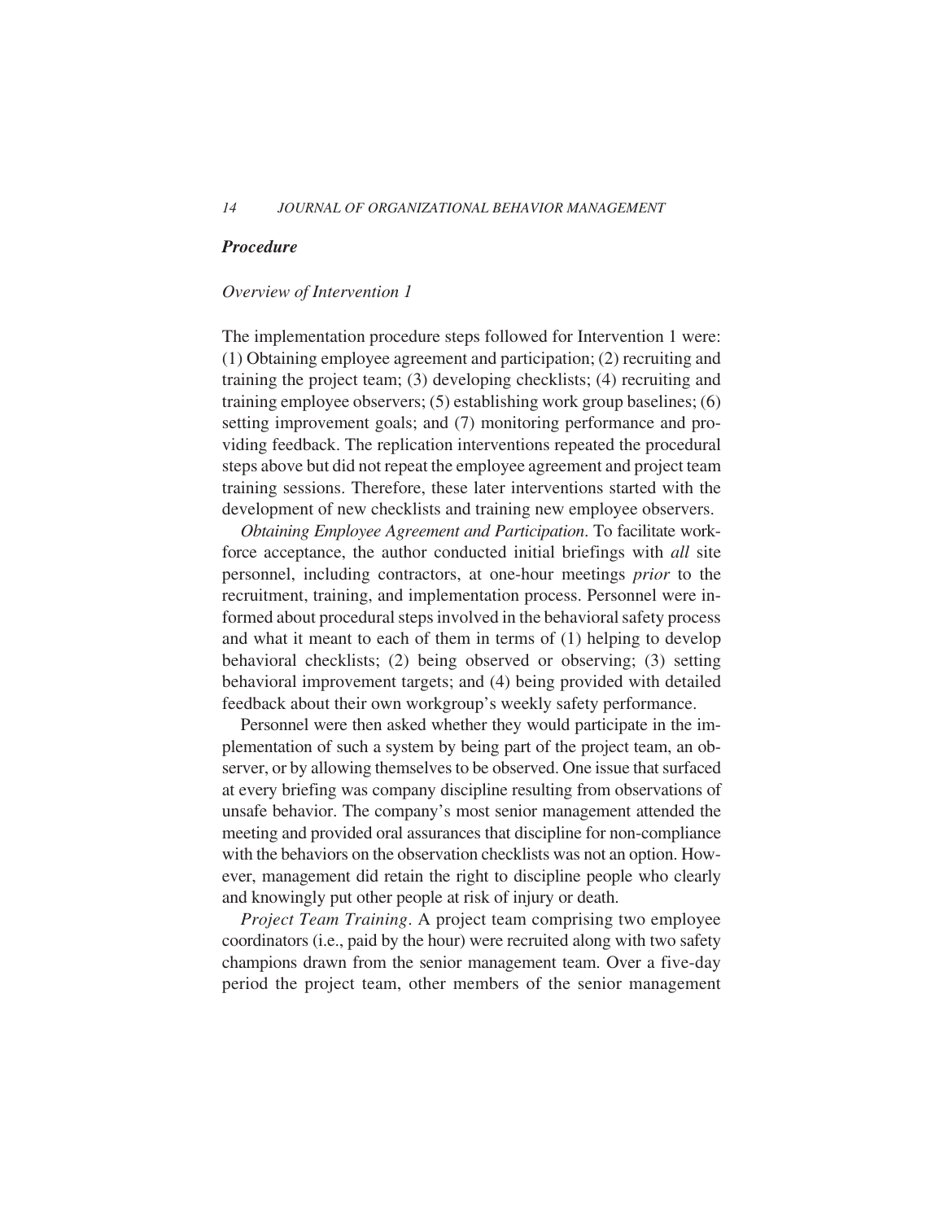### ***Procedure***

#### *Overview of Intervention 1*

The implementation procedure steps followed for Intervention 1 were: (1) Obtaining employee agreement and participation; (2) recruiting and training the project team; (3) developing checklists; (4) recruiting and training employee observers; (5) establishing work group baselines; (6) setting improvement goals; and (7) monitoring performance and providing feedback. The replication interventions repeated the procedural steps above but did not repeat the employee agreement and project team training sessions. Therefore, these later interventions started with the development of new checklists and training new employee observers.

*Obtaining Employee Agreement and Participation*. To facilitate workforce acceptance, the author conducted initial briefings with *all* site personnel, including contractors, at one-hour meetings *prior* to the recruitment, training, and implementation process. Personnel were informed about procedural steps involved in the behavioral safety process and what it meant to each of them in terms of (1) helping to develop behavioral checklists; (2) being observed or observing; (3) setting behavioral improvement targets; and (4) being provided with detailed feedback about their own workgroup's weekly safety performance.

Personnel were then asked whether they would participate in the implementation of such a system by being part of the project team, an observer, or by allowing themselves to be observed. One issue that surfaced at every briefing was company discipline resulting from observations of unsafe behavior. The company's most senior management attended the meeting and provided oral assurances that discipline for non-compliance with the behaviors on the observation checklists was not an option. However, management did retain the right to discipline people who clearly and knowingly put other people at risk of injury or death.

*Project Team Training*. A project team comprising two employee coordinators (i.e., paid by the hour) were recruited along with two safety champions drawn from the senior management team. Over a five-day period the project team, other members of the senior management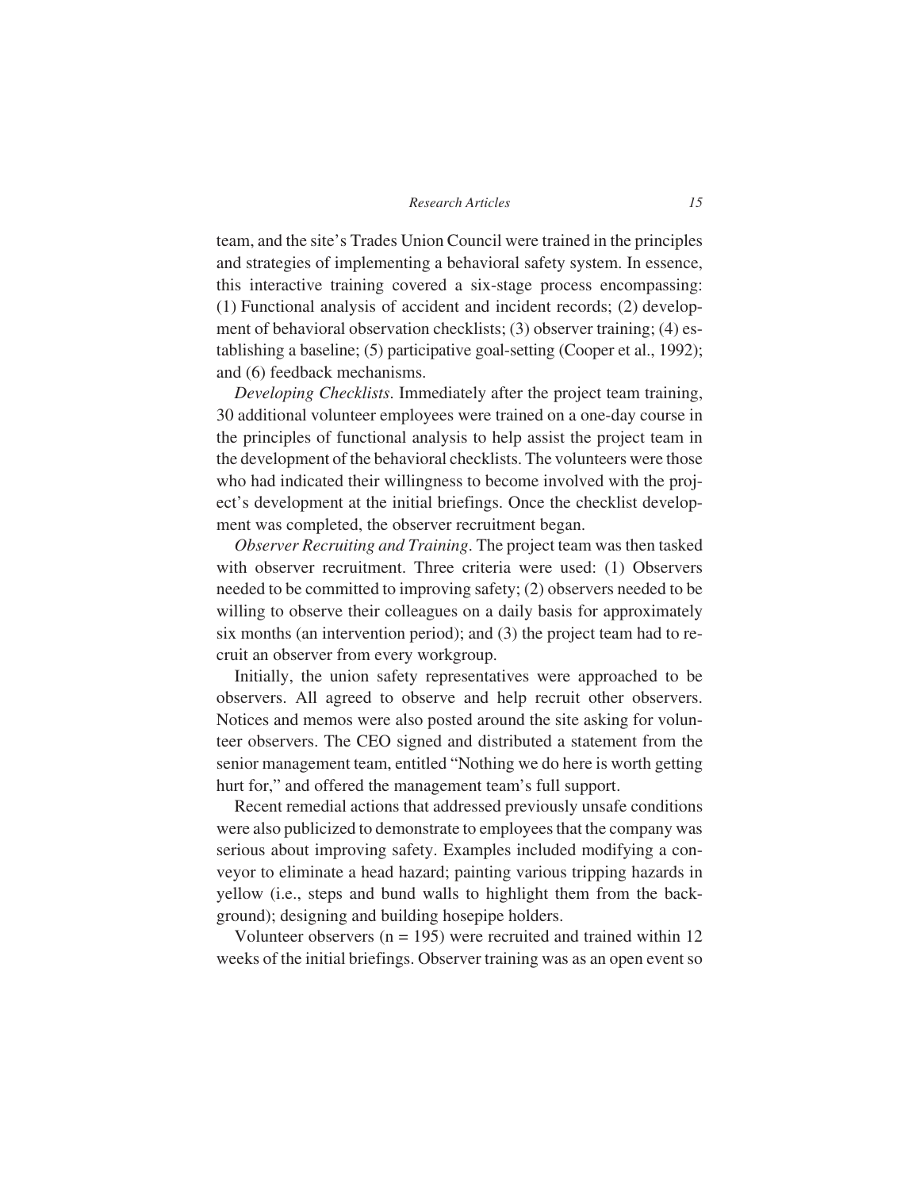team, and the site's Trades Union Council were trained in the principles and strategies of implementing a behavioral safety system. In essence, this interactive training covered a six-stage process encompassing: (1) Functional analysis of accident and incident records; (2) development of behavioral observation checklists; (3) observer training; (4) establishing a baseline; (5) participative goal-setting (Cooper et al., 1992); and (6) feedback mechanisms.

*Developing Checklists*. Immediately after the project team training, 30 additional volunteer employees were trained on a one-day course in the principles of functional analysis to help assist the project team in the development of the behavioral checklists. The volunteers were those who had indicated their willingness to become involved with the project's development at the initial briefings. Once the checklist development was completed, the observer recruitment began.

*Observer Recruiting and Training*. The project team was then tasked with observer recruitment. Three criteria were used: (1) Observers needed to be committed to improving safety; (2) observers needed to be willing to observe their colleagues on a daily basis for approximately six months (an intervention period); and (3) the project team had to recruit an observer from every workgroup.

Initially, the union safety representatives were approached to be observers. All agreed to observe and help recruit other observers. Notices and memos were also posted around the site asking for volunteer observers. The CEO signed and distributed a statement from the senior management team, entitled "Nothing we do here is worth getting hurt for," and offered the management team's full support.

Recent remedial actions that addressed previously unsafe conditions were also publicized to demonstrate to employees that the company was serious about improving safety. Examples included modifying a conveyor to eliminate a head hazard; painting various tripping hazards in yellow (i.e., steps and bund walls to highlight them from the background); designing and building hosepipe holders.

Volunteer observers ($n = 195$) were recruited and trained within 12 weeks of the initial briefings. Observer training was as an open event so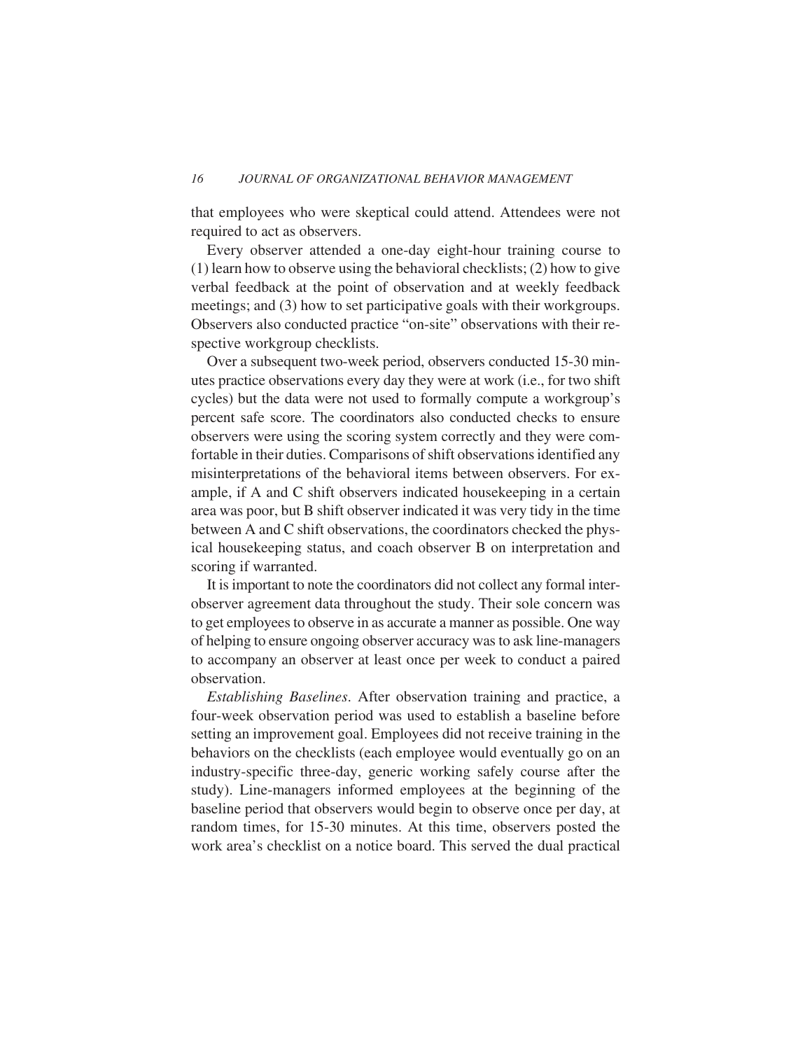that employees who were skeptical could attend. Attendees were not required to act as observers.

Every observer attended a one-day eight-hour training course to (1) learn how to observe using the behavioral checklists; (2) how to give verbal feedback at the point of observation and at weekly feedback meetings; and (3) how to set participative goals with their workgroups. Observers also conducted practice "on-site" observations with their respective workgroup checklists.

Over a subsequent two-week period, observers conducted 15-30 minutes practice observations every day they were at work (i.e., for two shift cycles) but the data were not used to formally compute a workgroup's percent safe score. The coordinators also conducted checks to ensure observers were using the scoring system correctly and they were comfortable in their duties. Comparisons of shift observations identified any misinterpretations of the behavioral items between observers. For example, if A and C shift observers indicated housekeeping in a certain area was poor, but B shift observer indicated it was very tidy in the time between A and C shift observations, the coordinators checked the physical housekeeping status, and coach observer B on interpretation and scoring if warranted.

It is important to note the coordinators did not collect any formal inter-observer agreement data throughout the study. Their sole concern was to get employees to observe in as accurate a manner as possible. One way of helping to ensure ongoing observer accuracy was to ask line-managers to accompany an observer at least once per week to conduct a paired observation.

*Establishing Baselines*. After observation training and practice, a four-week observation period was used to establish a baseline before setting an improvement goal. Employees did not receive training in the behaviors on the checklists (each employee would eventually go on an industry-specific three-day, generic working safely course after the study). Line-managers informed employees at the beginning of the baseline period that observers would begin to observe once per day, at random times, for 15-30 minutes. At this time, observers posted the work area's checklist on a notice board. This served the dual practical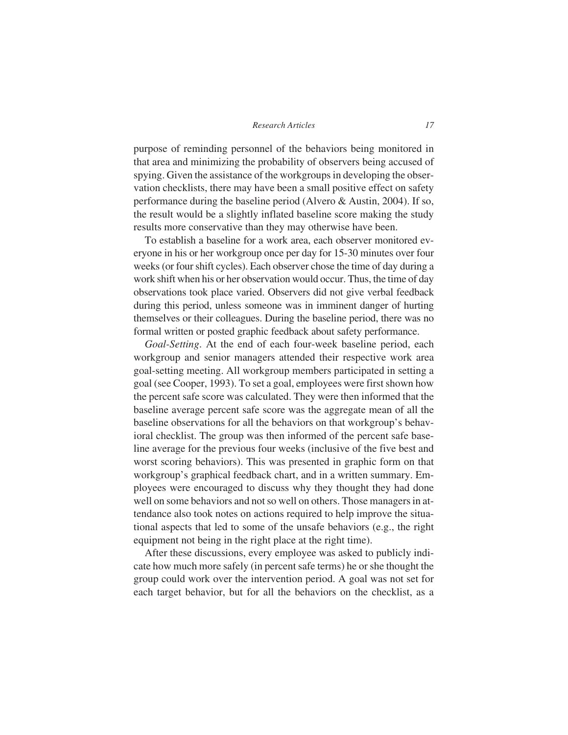purpose of reminding personnel of the behaviors being monitored in that area and minimizing the probability of observers being accused of spying. Given the assistance of the workgroups in developing the observation checklists, there may have been a small positive effect on safety performance during the baseline period (Alvero & Austin, 2004). If so, the result would be a slightly inflated baseline score making the study results more conservative than they may otherwise have been.

To establish a baseline for a work area, each observer monitored everyone in his or her workgroup once per day for 15-30 minutes over four weeks (or four shift cycles). Each observer chose the time of day during a work shift when his or her observation would occur. Thus, the time of day observations took place varied. Observers did not give verbal feedback during this period, unless someone was in imminent danger of hurting themselves or their colleagues. During the baseline period, there was no formal written or posted graphic feedback about safety performance.

*Goal-Setting*. At the end of each four-week baseline period, each workgroup and senior managers attended their respective work area goal-setting meeting. All workgroup members participated in setting a goal (see Cooper, 1993). To set a goal, employees were first shown how the percent safe score was calculated. They were then informed that the baseline average percent safe score was the aggregate mean of all the baseline observations for all the behaviors on that workgroup's behavioral checklist. The group was then informed of the percent safe baseline average for the previous four weeks (inclusive of the five best and worst scoring behaviors). This was presented in graphic form on that workgroup's graphical feedback chart, and in a written summary. Employees were encouraged to discuss why they thought they had done well on some behaviors and not so well on others. Those managers in attendance also took notes on actions required to help improve the situational aspects that led to some of the unsafe behaviors (e.g., the right equipment not being in the right place at the right time).

After these discussions, every employee was asked to publicly indicate how much more safely (in percent safe terms) he or she thought the group could work over the intervention period. A goal was not set for each target behavior, but for all the behaviors on the checklist, as a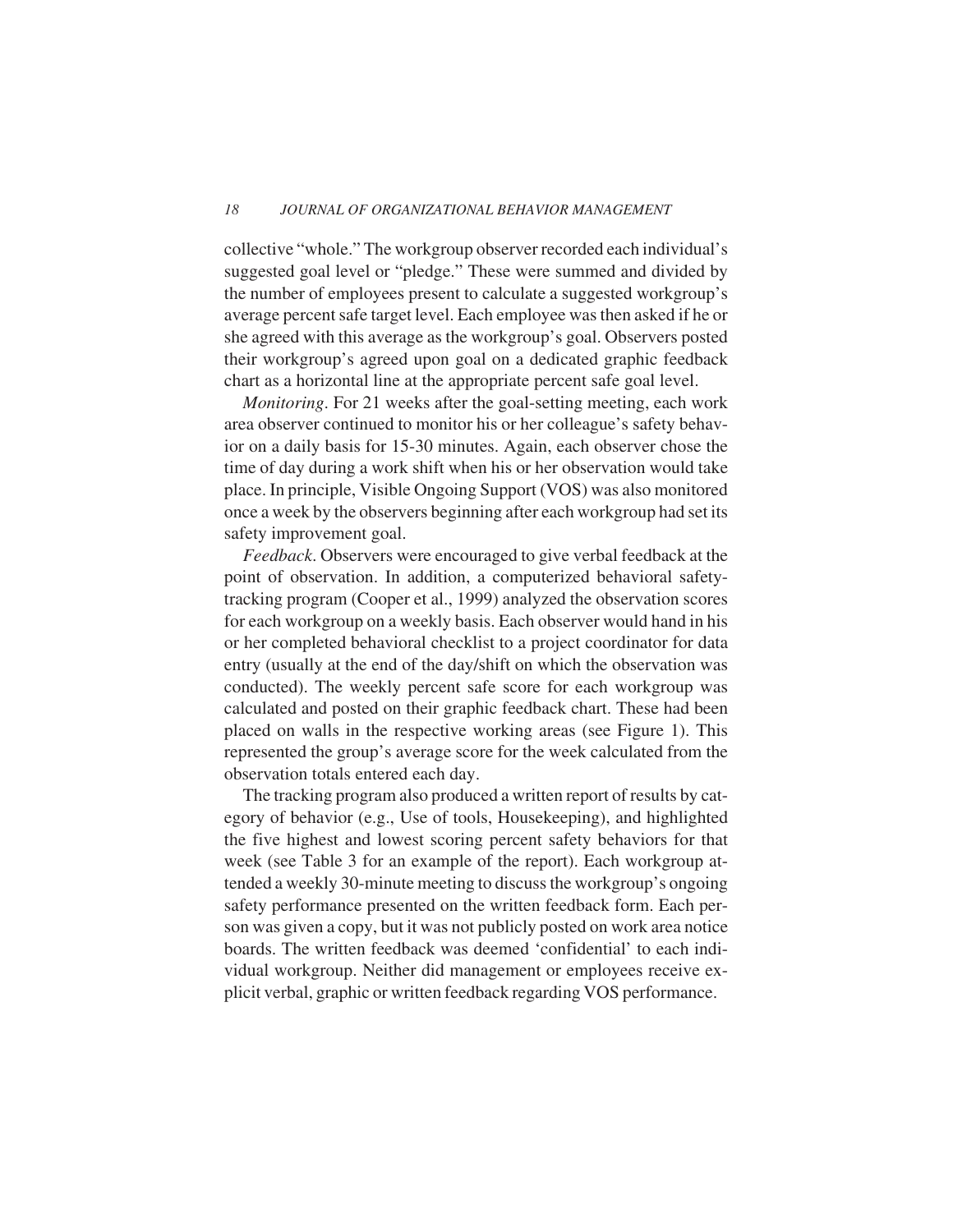collective "whole." The workgroup observer recorded each individual's suggested goal level or "pledge." These were summed and divided by the number of employees present to calculate a suggested workgroup's average percent safe target level. Each employee was then asked if he or she agreed with this average as the workgroup's goal. Observers posted their workgroup's agreed upon goal on a dedicated graphic feedback chart as a horizontal line at the appropriate percent safe goal level.

*Monitoring*. For 21 weeks after the goal-setting meeting, each work area observer continued to monitor his or her colleague's safety behavior on a daily basis for 15-30 minutes. Again, each observer chose the time of day during a work shift when his or her observation would take place. In principle, Visible Ongoing Support (VOS) was also monitored once a week by the observers beginning after each workgroup had set its safety improvement goal.

*Feedback*. Observers were encouraged to give verbal feedback at the point of observation. In addition, a computerized behavioral safety-tracking program (Cooper et al., 1999) analyzed the observation scores for each workgroup on a weekly basis. Each observer would hand in his or her completed behavioral checklist to a project coordinator for data entry (usually at the end of the day/shift on which the observation was conducted). The weekly percent safe score for each workgroup was calculated and posted on their graphic feedback chart. These had been placed on walls in the respective working areas (see Figure 1). This represented the group's average score for the week calculated from the observation totals entered each day.

The tracking program also produced a written report of results by category of behavior (e.g., Use of tools, Housekeeping), and highlighted the five highest and lowest scoring percent safety behaviors for that week (see Table 3 for an example of the report). Each workgroup attended a weekly 30-minute meeting to discuss the workgroup's ongoing safety performance presented on the written feedback form. Each person was given a copy, but it was not publicly posted on work area notice boards. The written feedback was deemed 'confidential' to each individual workgroup. Neither did management or employees receive explicit verbal, graphic or written feedback regarding VOS performance.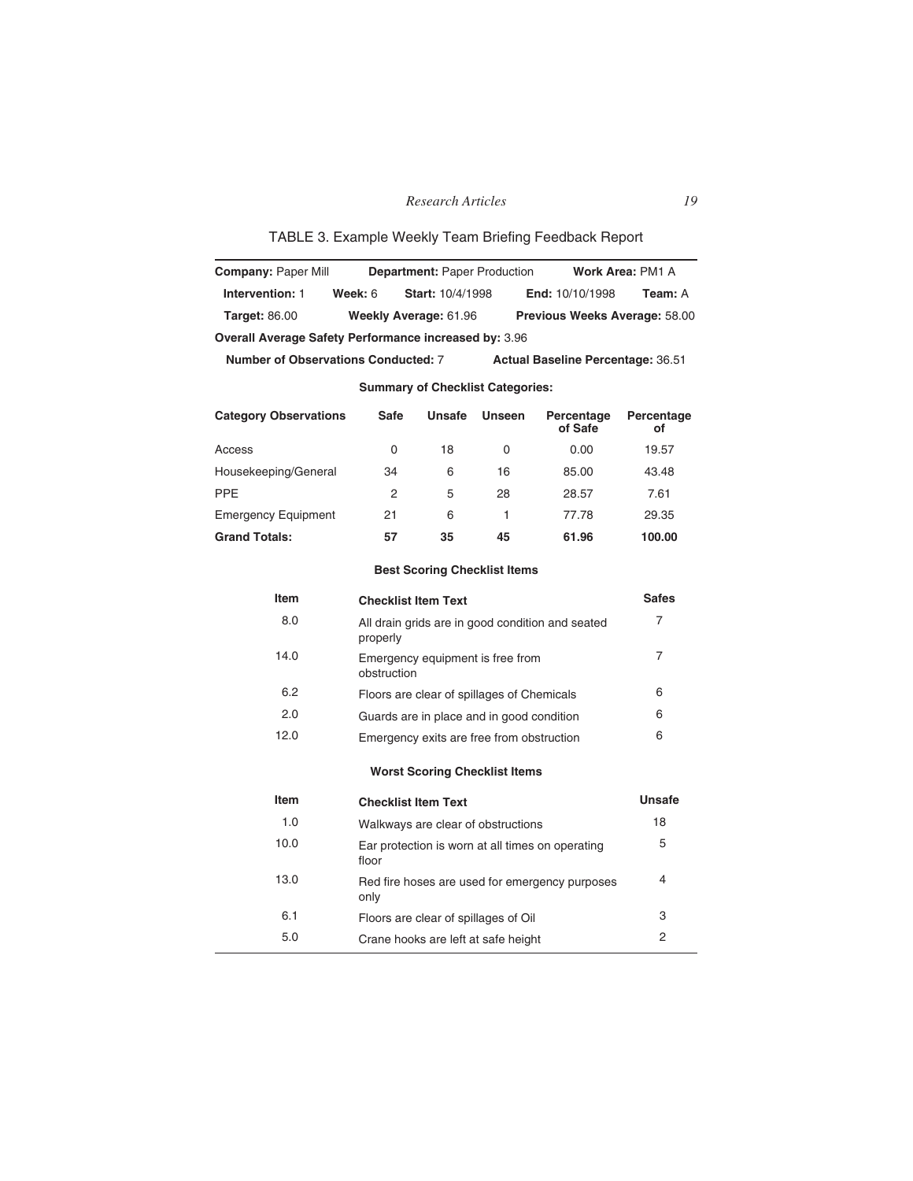TABLE 3. Example Weekly Team Briefing Feedback Report

**Company:** Paper Mill **Department:** Paper Production **Work Area:** PM1 A

**Intervention:** 1 **Week:** 6 **Start:** 10/4/1998 **End:** 10/10/1998 **Team:** A

**Target:** 86.00 **Weekly Average:** 61.96 **Previous Weeks Average:** 58.00

**Overall Average Safety Performance increased by:** 3.96

**Number of Observations Conducted:** 7 **Actual Baseline Percentage:** 36.51

**Summary of Checklist Categories:**

| Category Observations | Safe | Unsafe | Unseen | Percentage of Safe | Percentage of |
|---|---|---|---|---|---|
| Access | 0 | 18 | 0 | 0.00 | 19.57 |
| Housekeeping/General | 34 | 6 | 16 | 85.00 | 43.48 |
| PPE | 2 | 5 | 28 | 28.57 | 7.61 |
| Emergency Equipment | 21 | 6 | 1 | 77.78 | 29.35 |
| **Grand Totals:** | **57** | **35** | **45** | **61.96** | **100.00** |

**Best Scoring Checklist Items**

| Item | Checklist Item Text | Safes |
|---|---|---|
| 8.0 | All drain grids are in good condition and seated properly | 7 |
| 14.0 | Emergency equipment is free from obstruction | 7 |
| 6.2 | Floors are clear of spillages of Chemicals | 6 |
| 2.0 | Guards are in place and in good condition | 6 |
| 12.0 | Emergency exits are free from obstruction | 6 |

**Worst Scoring Checklist Items**

| Item | Checklist Item Text | Unsafe |
|---|---|---|
| 1.0 | Walkways are clear of obstructions | 18 |
| 10.0 | Ear protection is worn at all times on operating floor | 5 |
| 13.0 | Red fire hoses are used for emergency purposes only | 4 |
| 6.1 | Floors are clear of spillages of Oil | 3 |
| 5.0 | Crane hooks are left at safe height | 2 |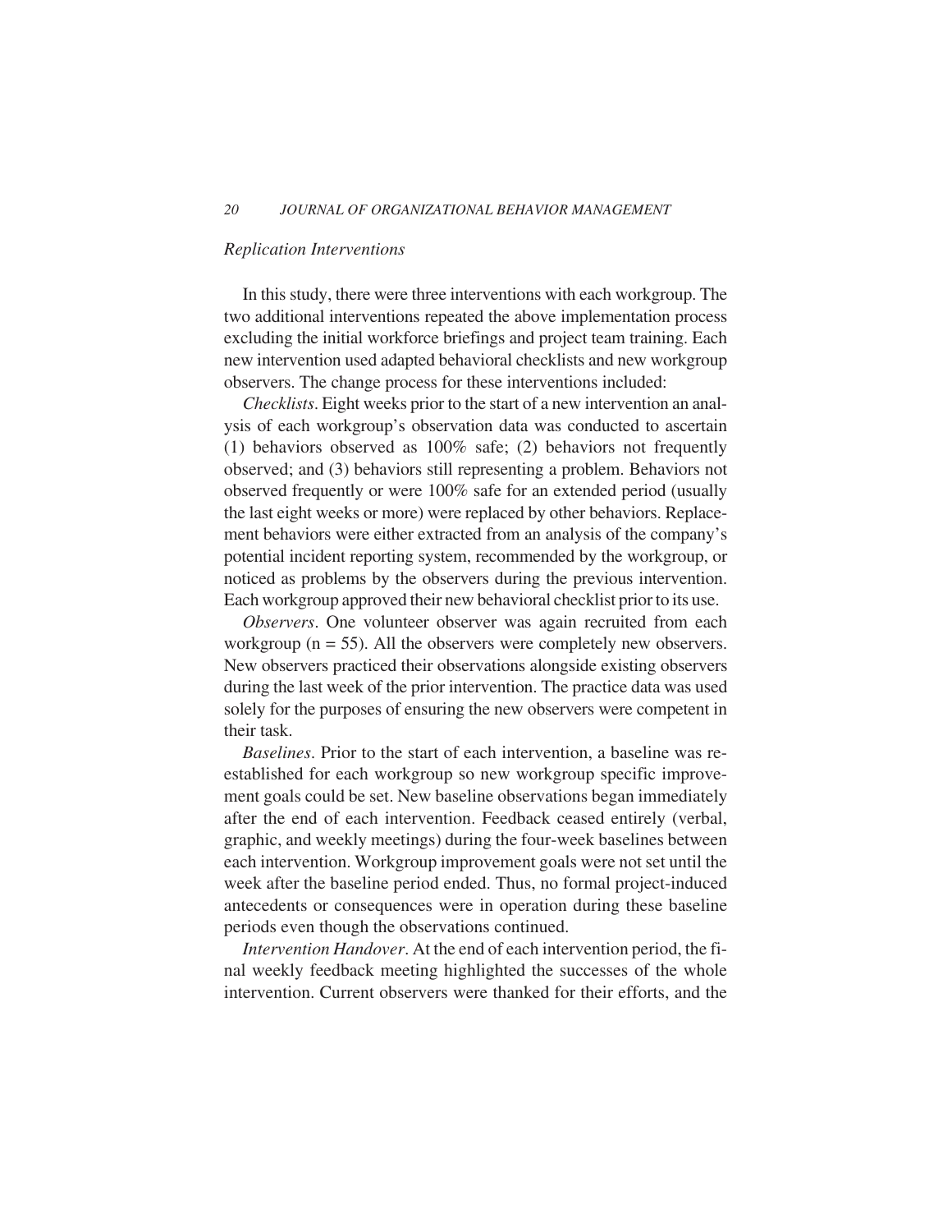### *Replication Interventions*

In this study, there were three interventions with each workgroup. The two additional interventions repeated the above implementation process excluding the initial workforce briefings and project team training. Each new intervention used adapted behavioral checklists and new workgroup observers. The change process for these interventions included:

*Checklists*. Eight weeks prior to the start of a new intervention an analysis of each workgroup's observation data was conducted to ascertain (1) behaviors observed as 100% safe; (2) behaviors not frequently observed; and (3) behaviors still representing a problem. Behaviors not observed frequently or were 100% safe for an extended period (usually the last eight weeks or more) were replaced by other behaviors. Replacement behaviors were either extracted from an analysis of the company's potential incident reporting system, recommended by the workgroup, or noticed as problems by the observers during the previous intervention. Each workgroup approved their new behavioral checklist prior to its use.

*Observers*. One volunteer observer was again recruited from each workgroup (n = 55). All the observers were completely new observers. New observers practiced their observations alongside existing observers during the last week of the prior intervention. The practice data was used solely for the purposes of ensuring the new observers were competent in their task.

*Baselines*. Prior to the start of each intervention, a baseline was re-established for each workgroup so new workgroup specific improvement goals could be set. New baseline observations began immediately after the end of each intervention. Feedback ceased entirely (verbal, graphic, and weekly meetings) during the four-week baselines between each intervention. Workgroup improvement goals were not set until the week after the baseline period ended. Thus, no formal project-induced antecedents or consequences were in operation during these baseline periods even though the observations continued.

*Intervention Handover*. At the end of each intervention period, the final weekly feedback meeting highlighted the successes of the whole intervention. Current observers were thanked for their efforts, and the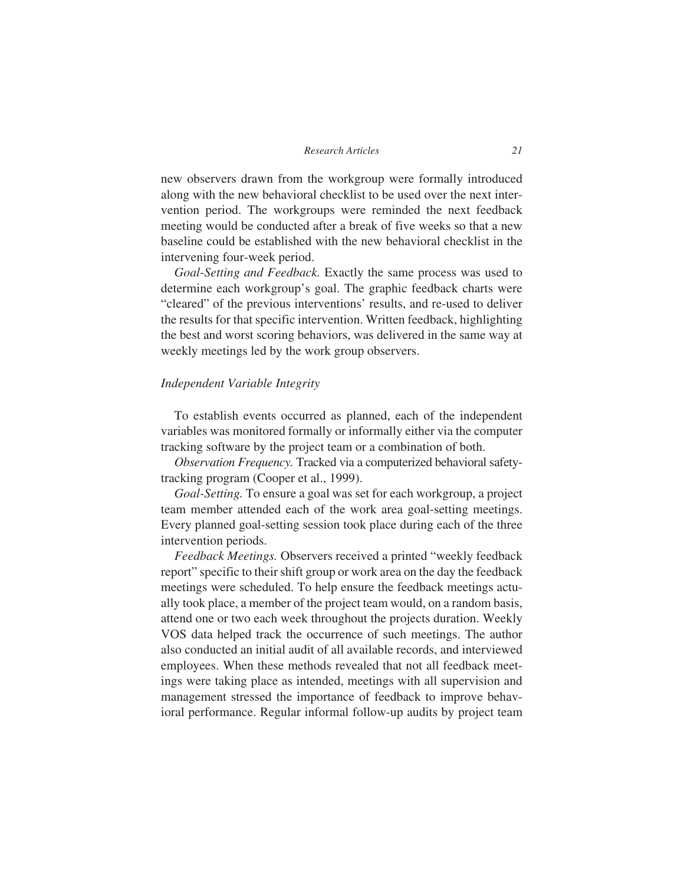new observers drawn from the workgroup were formally introduced along with the new behavioral checklist to be used over the next intervention period. The workgroups were reminded the next feedback meeting would be conducted after a break of five weeks so that a new baseline could be established with the new behavioral checklist in the intervening four-week period.

*Goal-Setting and Feedback.* Exactly the same process was used to determine each workgroup's goal. The graphic feedback charts were "cleared" of the previous interventions' results, and re-used to deliver the results for that specific intervention. Written feedback, highlighting the best and worst scoring behaviors, was delivered in the same way at weekly meetings led by the work group observers.

### *Independent Variable Integrity*

To establish events occurred as planned, each of the independent variables was monitored formally or informally either via the computer tracking software by the project team or a combination of both.

*Observation Frequency.* Tracked via a computerized behavioral safety-tracking program (Cooper et al., 1999).

*Goal-Setting.* To ensure a goal was set for each workgroup, a project team member attended each of the work area goal-setting meetings. Every planned goal-setting session took place during each of the three intervention periods.

*Feedback Meetings.* Observers received a printed "weekly feedback report" specific to their shift group or work area on the day the feedback meetings were scheduled. To help ensure the feedback meetings actually took place, a member of the project team would, on a random basis, attend one or two each week throughout the projects duration. Weekly VOS data helped track the occurrence of such meetings. The author also conducted an initial audit of all available records, and interviewed employees. When these methods revealed that not all feedback meetings were taking place as intended, meetings with all supervision and management stressed the importance of feedback to improve behavioral performance. Regular informal follow-up audits by project team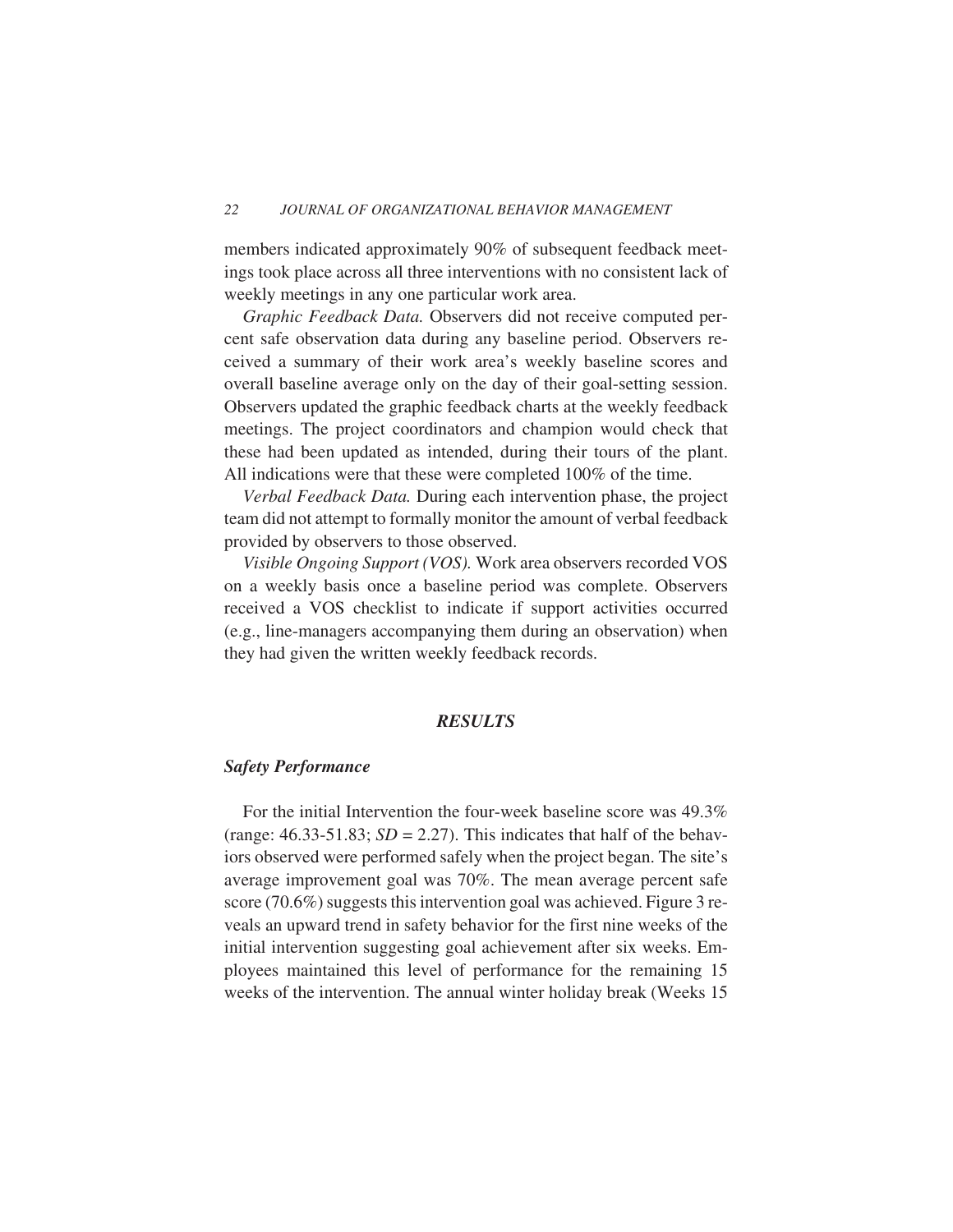members indicated approximately 90% of subsequent feedback meetings took place across all three interventions with no consistent lack of weekly meetings in any one particular work area.

*Graphic Feedback Data.* Observers did not receive computed percent safe observation data during any baseline period. Observers received a summary of their work area's weekly baseline scores and overall baseline average only on the day of their goal-setting session. Observers updated the graphic feedback charts at the weekly feedback meetings. The project coordinators and champion would check that these had been updated as intended, during their tours of the plant. All indications were that these were completed 100% of the time.

*Verbal Feedback Data.* During each intervention phase, the project team did not attempt to formally monitor the amount of verbal feedback provided by observers to those observed.

*Visible Ongoing Support (VOS).* Work area observers recorded VOS on a weekly basis once a baseline period was complete. Observers received a VOS checklist to indicate if support activities occurred (e.g., line-managers accompanying them during an observation) when they had given the written weekly feedback records.

## *RESULTS*

### *Safety Performance*

For the initial Intervention the four-week baseline score was 49.3% (range: 46.33-51.83; $SD = 2.27$). This indicates that half of the behaviors observed were performed safely when the project began. The site's average improvement goal was 70%. The mean average percent safe score (70.6%) suggests this intervention goal was achieved. Figure 3 reveals an upward trend in safety behavior for the first nine weeks of the initial intervention suggesting goal achievement after six weeks. Employees maintained this level of performance for the remaining 15 weeks of the intervention. The annual winter holiday break (Weeks 15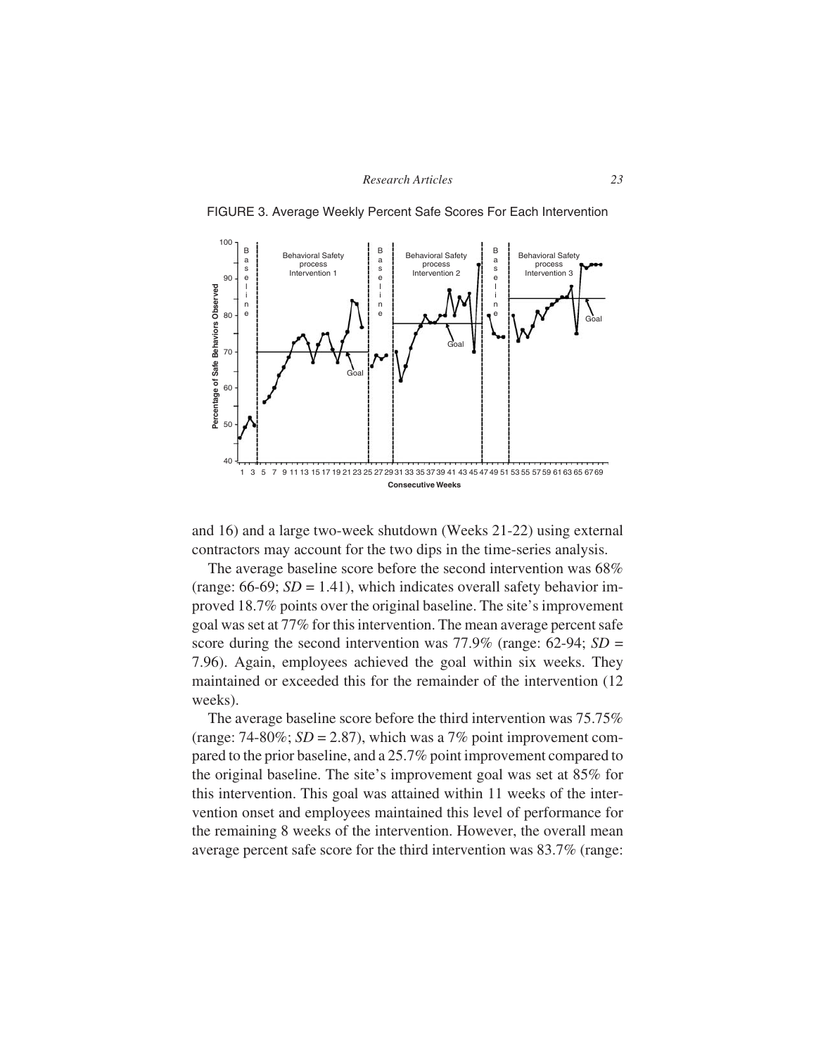FIGURE 3. Average Weekly Percent Safe Scores For Each Intervention

and 16) and a large two-week shutdown (Weeks 21-22) using external contractors may account for the two dips in the time-series analysis.

The average baseline score before the second intervention was 68% (range: 66-69; *SD* = 1.41), which indicates overall safety behavior improved 18.7% points over the original baseline. The site's improvement goal was set at 77% for this intervention. The mean average percent safe score during the second intervention was 77.9% (range: 62-94; *SD* = 7.96). Again, employees achieved the goal within six weeks. They maintained or exceeded this for the remainder of the intervention (12 weeks).

The average baseline score before the third intervention was 75.75% (range: 74-80%; *SD* = 2.87), which was a 7% point improvement compared to the prior baseline, and a 25.7% point improvement compared to the original baseline. The site's improvement goal was set at 85% for this intervention. This goal was attained within 11 weeks of the intervention onset and employees maintained this level of performance for the remaining 8 weeks of the intervention. However, the overall mean average percent safe score for the third intervention was 83.7% (range: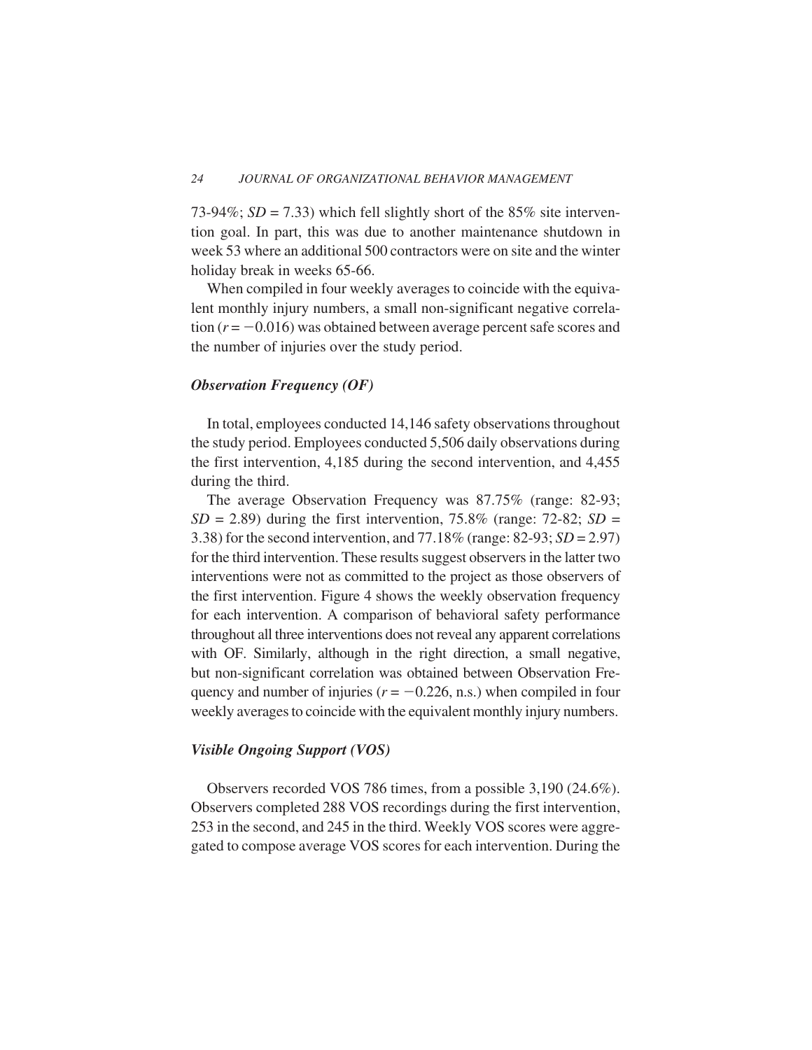73-94%; $SD = 7.33$) which fell slightly short of the 85% site intervention goal. In part, this was due to another maintenance shutdown in week 53 where an additional 500 contractors were on site and the winter holiday break in weeks 65-66.

When compiled in four weekly averages to coincide with the equivalent monthly injury numbers, a small non-significant negative correlation ($r = -0.016$) was obtained between average percent safe scores and the number of injuries over the study period.

### *Observation Frequency (OF)*

In total, employees conducted 14,146 safety observations throughout the study period. Employees conducted 5,506 daily observations during the first intervention, 4,185 during the second intervention, and 4,455 during the third.

The average Observation Frequency was 87.75% (range: 82-93; $SD = 2.89$) during the first intervention, 75.8% (range: 72-82; $SD = 3.38$) for the second intervention, and 77.18% (range: 82-93; $SD = 2.97$) for the third intervention. These results suggest observers in the latter two interventions were not as committed to the project as those observers of the first intervention. Figure 4 shows the weekly observation frequency for each intervention. A comparison of behavioral safety performance throughout all three interventions does not reveal any apparent correlations with OF. Similarly, although in the right direction, a small negative, but non-significant correlation was obtained between Observation Frequency and number of injuries ($r = -0.226$, n.s.) when compiled in four weekly averages to coincide with the equivalent monthly injury numbers.

### *Visible Ongoing Support (VOS)*

Observers recorded VOS 786 times, from a possible 3,190 (24.6%). Observers completed 288 VOS recordings during the first intervention, 253 in the second, and 245 in the third. Weekly VOS scores were aggregated to compose average VOS scores for each intervention. During the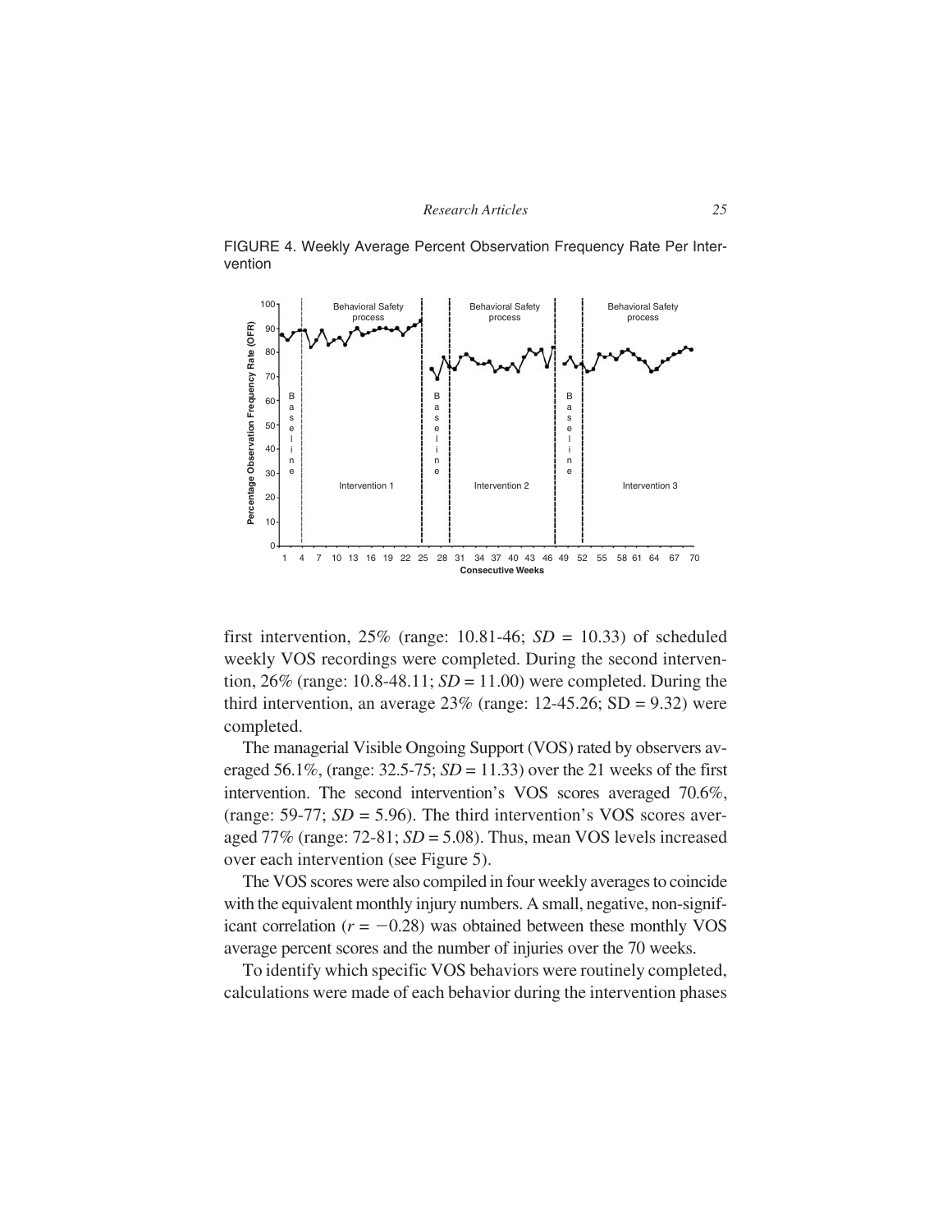FIGURE 4. Weekly Average Percent Observation Frequency Rate Per Intervention

first intervention, 25% (range: 10.81-46; *SD* = 10.33) of scheduled weekly VOS recordings were completed. During the second intervention, 26% (range: 10.8-48.11; *SD* = 11.00) were completed. During the third intervention, an average 23% (range: 12-45.26; SD = 9.32) were completed.

The managerial Visible Ongoing Support (VOS) rated by observers averaged 56.1%, (range: 32.5-75; *SD* = 11.33) over the 21 weeks of the first intervention. The second intervention's VOS scores averaged 70.6%, (range: 59-77; *SD* = 5.96). The third intervention's VOS scores averaged 77% (range: 72-81; *SD* = 5.08). Thus, mean VOS levels increased over each intervention (see Figure 5).

The VOS scores were also compiled in four weekly averages to coincide with the equivalent monthly injury numbers. A small, negative, non-significant correlation ($r = -0.28$) was obtained between these monthly VOS average percent scores and the number of injuries over the 70 weeks.

To identify which specific VOS behaviors were routinely completed, calculations were made of each behavior during the intervention phases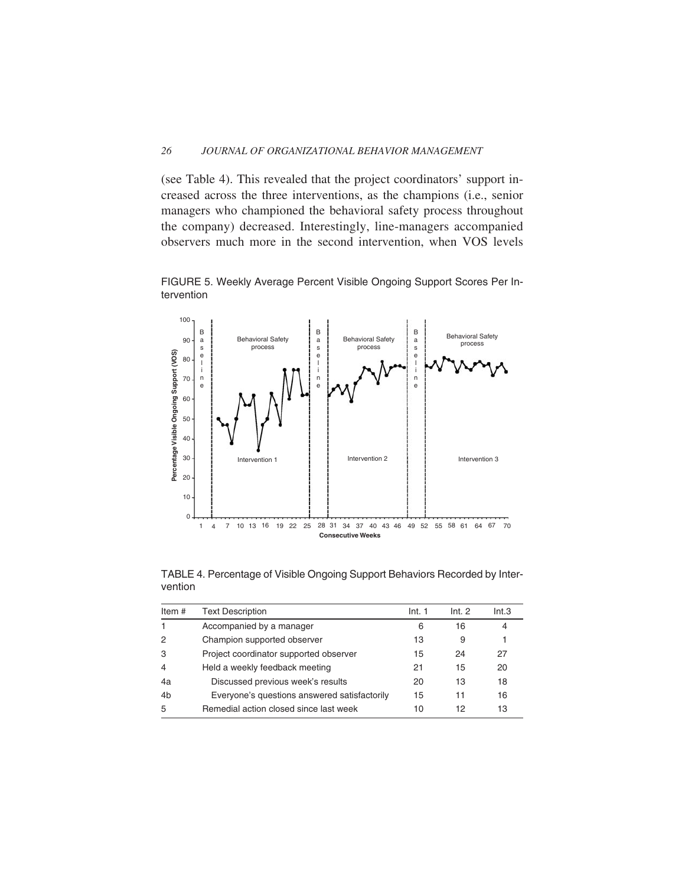(see Table 4). This revealed that the project coordinators' support increased across the three interventions, as the champions (i.e., senior managers who championed the behavioral safety process throughout the company) decreased. Interestingly, line-managers accompanied observers much more in the second intervention, when VOS levels

FIGURE 5. Weekly Average Percent Visible Ongoing Support Scores Per Intervention

TABLE 4. Percentage of Visible Ongoing Support Behaviors Recorded by Intervention

| Item # | Text Description | Int. 1 | Int. 2 | Int.3 |
|---|---|---|---|---|
| 1 | Accompanied by a manager | 6 | 16 | 4 |
| 2 | Champion supported observer | 13 | 9 | 1 |
| 3 | Project coordinator supported observer | 15 | 24 | 27 |
| 4 | Held a weekly feedback meeting | 21 | 15 | 20 |
| 4a | Discussed previous week's results | 20 | 13 | 18 |
| 4b | Everyone's questions answered satisfactorily | 15 | 11 | 16 |
| 5 | Remedial action closed since last week | 10 | 12 | 13 |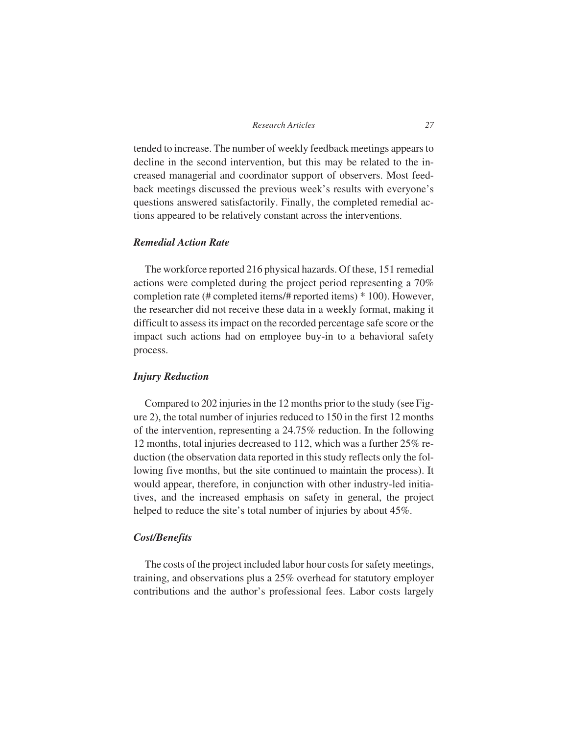tended to increase. The number of weekly feedback meetings appears to decline in the second intervention, but this may be related to the increased managerial and coordinator support of observers. Most feedback meetings discussed the previous week's results with everyone's questions answered satisfactorily. Finally, the completed remedial actions appeared to be relatively constant across the interventions.

### *Remedial Action Rate*

The workforce reported 216 physical hazards. Of these, 151 remedial actions were completed during the project period representing a 70% completion rate (# completed items/# reported items) * 100). However, the researcher did not receive these data in a weekly format, making it difficult to assess its impact on the recorded percentage safe score or the impact such actions had on employee buy-in to a behavioral safety process.

### *Injury Reduction*

Compared to 202 injuries in the 12 months prior to the study (see Figure 2), the total number of injuries reduced to 150 in the first 12 months of the intervention, representing a 24.75% reduction. In the following 12 months, total injuries decreased to 112, which was a further 25% reduction (the observation data reported in this study reflects only the following five months, but the site continued to maintain the process). It would appear, therefore, in conjunction with other industry-led initiatives, and the increased emphasis on safety in general, the project helped to reduce the site's total number of injuries by about 45%.

### *Cost/Benefits*

The costs of the project included labor hour costs for safety meetings, training, and observations plus a 25% overhead for statutory employer contributions and the author's professional fees. Labor costs largely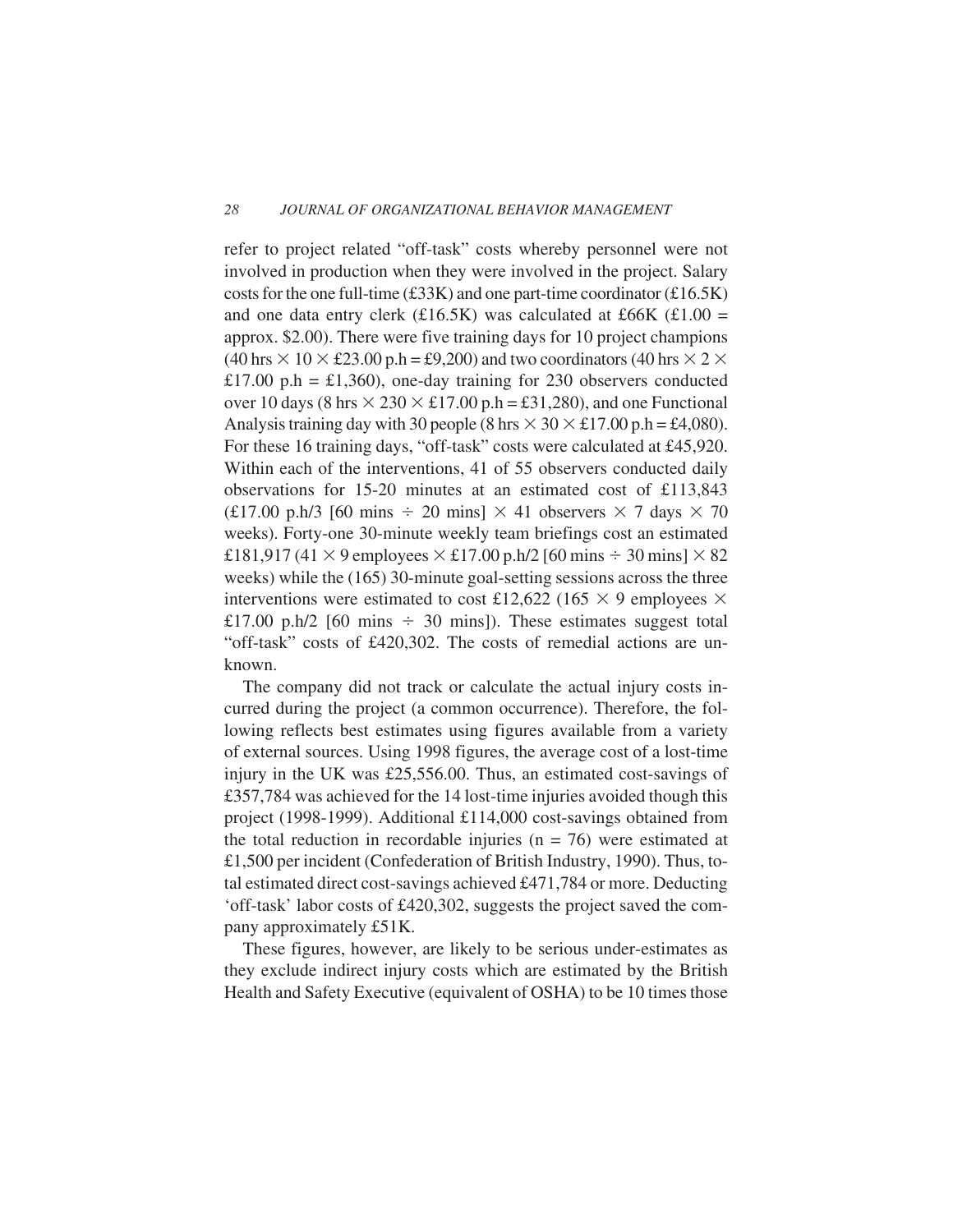refer to project related "off-task" costs whereby personnel were not involved in production when they were involved in the project. Salary costs for the one full-time (£33K) and one part-time coordinator (£16.5K) and one data entry clerk (£16.5K) was calculated at £66K (£1.00 = approx. $2.00). There were five training days for 10 project champions (40 hrs × 10 × £23.00 p.h = £9,200) and two coordinators (40 hrs × 2 × £17.00 p.h = £1,360), one-day training for 230 observers conducted over 10 days (8 hrs × 230 × £17.00 p.h = £31,280), and one Functional Analysis training day with 30 people (8 hrs × 30 × £17.00 p.h = £4,080). For these 16 training days, "off-task" costs were calculated at £45,920. Within each of the interventions, 41 of 55 observers conducted daily observations for 15-20 minutes at an estimated cost of £113,843 (£17.00 p.h/3 [60 mins ÷ 20 mins] × 41 observers × 7 days × 70 weeks). Forty-one 30-minute weekly team briefings cost an estimated £181,917 (41 × 9 employees × £17.00 p.h/2 [60 mins ÷ 30 mins] × 82 weeks) while the (165) 30-minute goal-setting sessions across the three interventions were estimated to cost £12,622 (165 × 9 employees × £17.00 p.h/2 [60 mins ÷ 30 mins]). These estimates suggest total "off-task" costs of £420,302. The costs of remedial actions are unknown.

The company did not track or calculate the actual injury costs incurred during the project (a common occurrence). Therefore, the following reflects best estimates using figures available from a variety of external sources. Using 1998 figures, the average cost of a lost-time injury in the UK was £25,556.00. Thus, an estimated cost-savings of £357,784 was achieved for the 14 lost-time injuries avoided though this project (1998-1999). Additional £114,000 cost-savings obtained from the total reduction in recordable injuries (n = 76) were estimated at £1,500 per incident (Confederation of British Industry, 1990). Thus, total estimated direct cost-savings achieved £471,784 or more. Deducting 'off-task' labor costs of £420,302, suggests the project saved the company approximately £51K.

These figures, however, are likely to be serious under-estimates as they exclude indirect injury costs which are estimated by the British Health and Safety Executive (equivalent of OSHA) to be 10 times those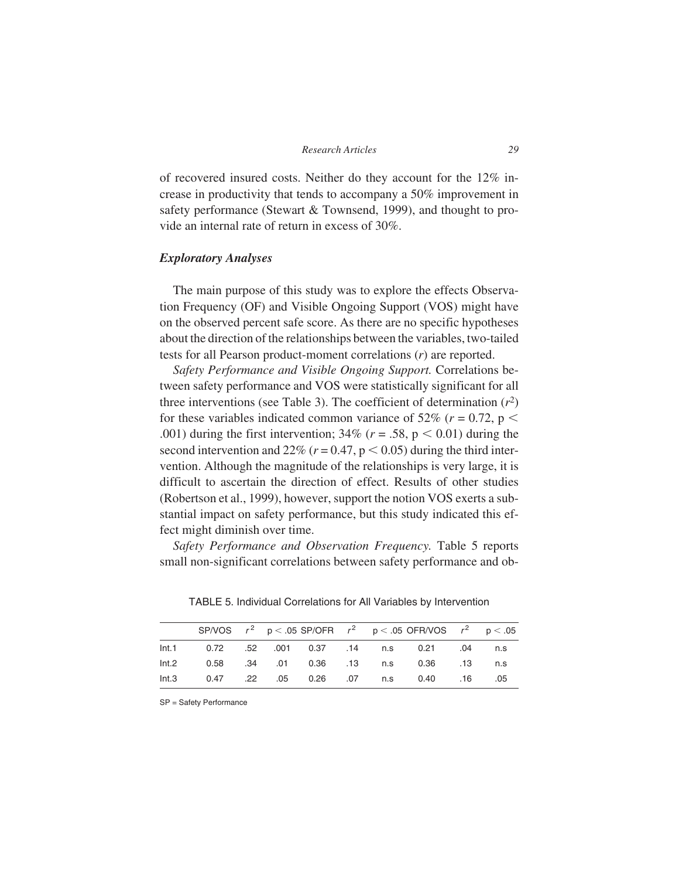of recovered insured costs. Neither do they account for the 12% increase in productivity that tends to accompany a 50% improvement in safety performance (Stewart & Townsend, 1999), and thought to provide an internal rate of return in excess of 30%.

### *Exploratory Analyses*

The main purpose of this study was to explore the effects Observation Frequency (OF) and Visible Ongoing Support (VOS) might have on the observed percent safe score. As there are no specific hypotheses about the direction of the relationships between the variables, two-tailed tests for all Pearson product-moment correlations ($r$) are reported.

*Safety Performance and Visible Ongoing Support.* Correlations between safety performance and VOS were statistically significant for all three interventions (see Table 3). The coefficient of determination ($r^2$) for these variables indicated common variance of 52% ($r = 0.72$, $p < .001$) during the first intervention; 34% ($r = .58$, $p < 0.01$) during the second intervention and 22% ($r = 0.47$, $p < 0.05$) during the third intervention. Although the magnitude of the relationships is very large, it is difficult to ascertain the direction of effect. Results of other studies (Robertson et al., 1999), however, support the notion VOS exerts a substantial impact on safety performance, but this study indicated this effect might diminish over time.

*Safety Performance and Observation Frequency.* Table 5 reports small non-significant correlations between safety performance and ob-

TABLE 5. Individual Correlations for All Variables by Intervention

| | SP/VOS | $r^2$ | $p < .05$ | SP/OFR | $r^2$ | $p < .05$ | OFR/VOS | $r^2$ | $p < .05$ |
|---|---|---|---|---|---|---|---|---|---|
| Int.1 | 0.72 | .52 | .001 | 0.37 | .14 | n.s | 0.21 | .04 | n.s |
| Int.2 | 0.58 | .34 | .01 | 0.36 | .13 | n.s | 0.36 | .13 | n.s |
| Int.3 | 0.47 | .22 | .05 | 0.26 | .07 | n.s | 0.40 | .16 | .05 |

SP = Safety Performance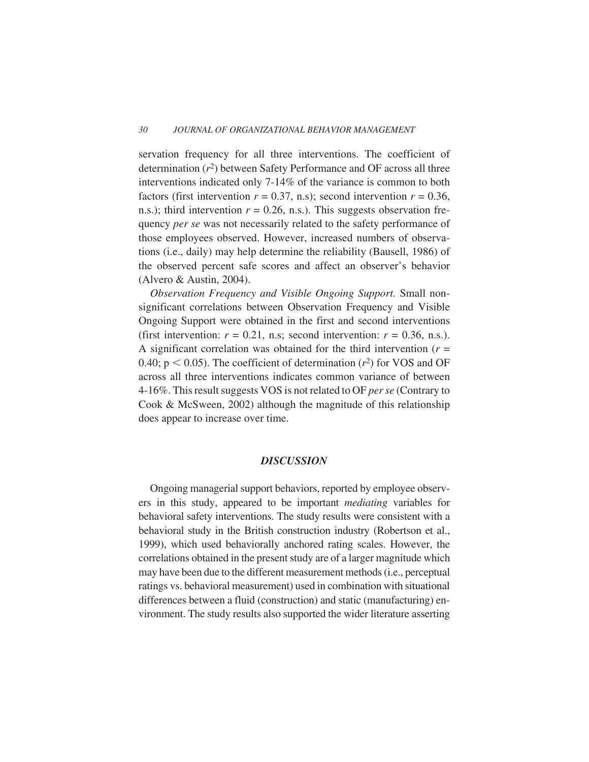servation frequency for all three interventions. The coefficient of determination ($r^2$) between Safety Performance and OF across all three interventions indicated only 7-14% of the variance is common to both factors (first intervention $r = 0.37$, n.s); second intervention $r = 0.36$, n.s.); third intervention $r = 0.26$, n.s.). This suggests observation frequency *per se* was not necessarily related to the safety performance of those employees observed. However, increased numbers of observations (i.e., daily) may help determine the reliability (Bausell, 1986) of the observed percent safe scores and affect an observer's behavior (Alvero & Austin, 2004).

*Observation Frequency and Visible Ongoing Support.* Small non-significant correlations between Observation Frequency and Visible Ongoing Support were obtained in the first and second interventions (first intervention: $r = 0.21$, n.s; second intervention: $r = 0.36$, n.s.). A significant correlation was obtained for the third intervention ($r = 0.40$; $p < 0.05$). The coefficient of determination ($r^2$) for VOS and OF across all three interventions indicates common variance of between 4-16%. This result suggests VOS is not related to OF *per se* (Contrary to Cook & McSween, 2002) although the magnitude of this relationship does appear to increase over time.

## *DISCUSSION*

Ongoing managerial support behaviors, reported by employee observers in this study, appeared to be important *mediating* variables for behavioral safety interventions. The study results were consistent with a behavioral study in the British construction industry (Robertson et al., 1999), which used behaviorally anchored rating scales. However, the correlations obtained in the present study are of a larger magnitude which may have been due to the different measurement methods (i.e., perceptual ratings vs. behavioral measurement) used in combination with situational differences between a fluid (construction) and static (manufacturing) environment. The study results also supported the wider literature asserting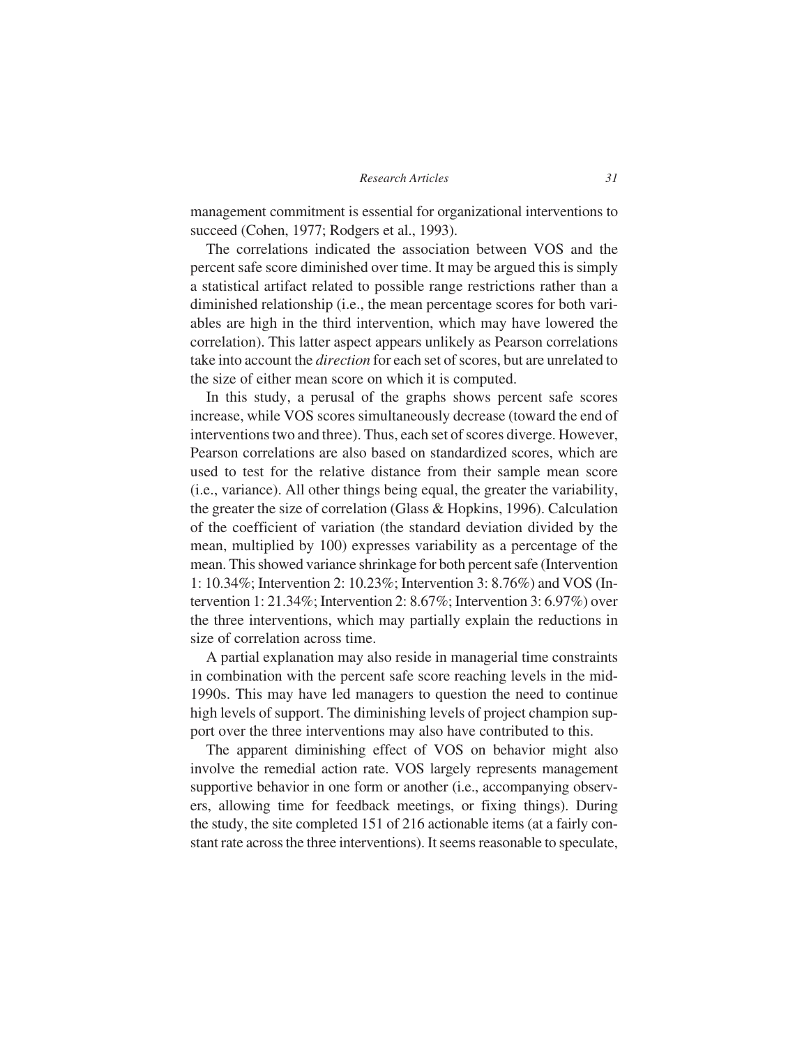management commitment is essential for organizational interventions to succeed (Cohen, 1977; Rodgers et al., 1993).

The correlations indicated the association between VOS and the percent safe score diminished over time. It may be argued this is simply a statistical artifact related to possible range restrictions rather than a diminished relationship (i.e., the mean percentage scores for both variables are high in the third intervention, which may have lowered the correlation). This latter aspect appears unlikely as Pearson correlations take into account the *direction* for each set of scores, but are unrelated to the size of either mean score on which it is computed.

In this study, a perusal of the graphs shows percent safe scores increase, while VOS scores simultaneously decrease (toward the end of interventions two and three). Thus, each set of scores diverge. However, Pearson correlations are also based on standardized scores, which are used to test for the relative distance from their sample mean score (i.e., variance). All other things being equal, the greater the variability, the greater the size of correlation (Glass & Hopkins, 1996). Calculation of the coefficient of variation (the standard deviation divided by the mean, multiplied by 100) expresses variability as a percentage of the mean. This showed variance shrinkage for both percent safe (Intervention 1: 10.34%; Intervention 2: 10.23%; Intervention 3: 8.76%) and VOS (Intervention 1: 21.34%; Intervention 2: 8.67%; Intervention 3: 6.97%) over the three interventions, which may partially explain the reductions in size of correlation across time.

A partial explanation may also reside in managerial time constraints in combination with the percent safe score reaching levels in the mid-1990s. This may have led managers to question the need to continue high levels of support. The diminishing levels of project champion support over the three interventions may also have contributed to this.

The apparent diminishing effect of VOS on behavior might also involve the remedial action rate. VOS largely represents management supportive behavior in one form or another (i.e., accompanying observers, allowing time for feedback meetings, or fixing things). During the study, the site completed 151 of 216 actionable items (at a fairly constant rate across the three interventions). It seems reasonable to speculate,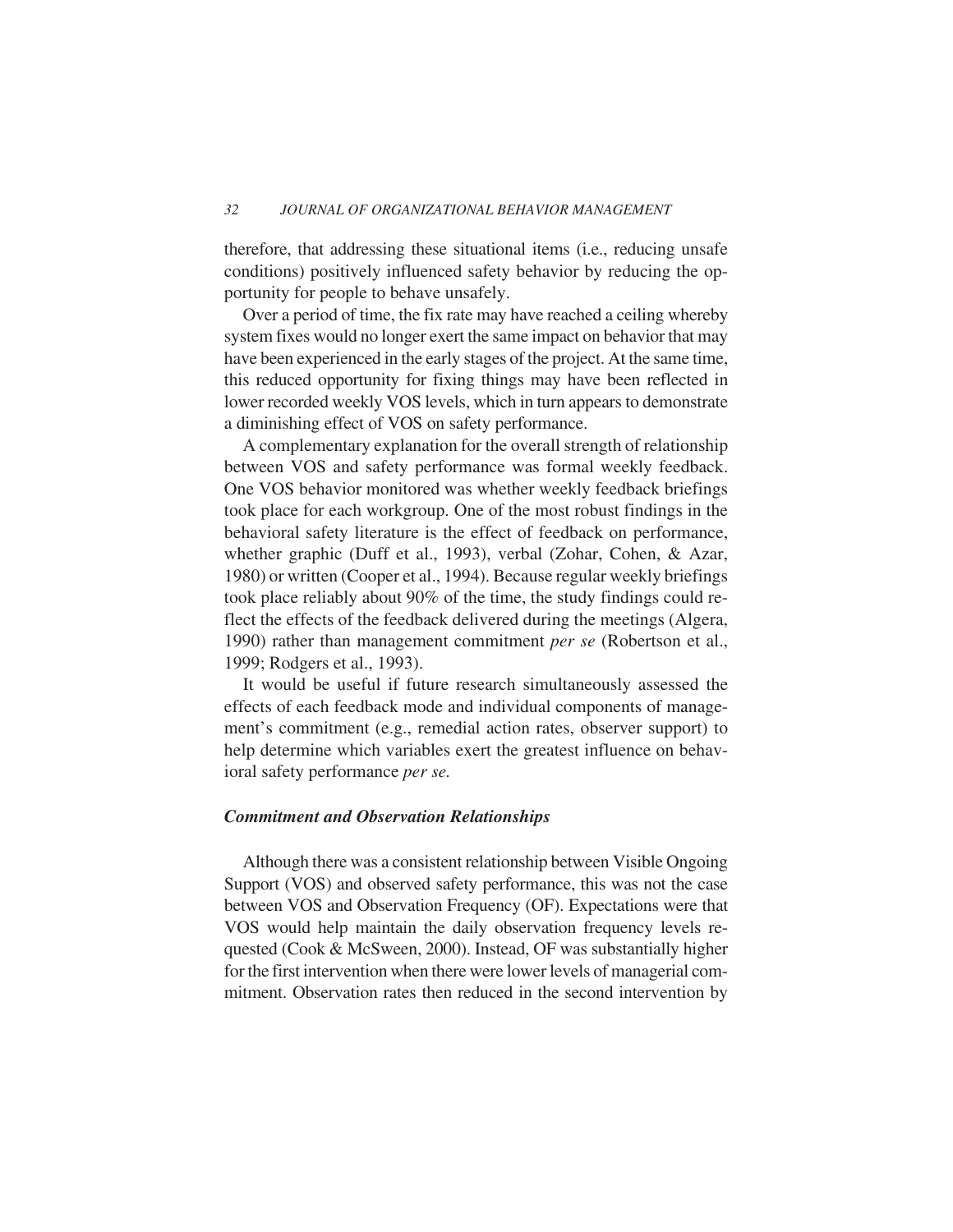therefore, that addressing these situational items (i.e., reducing unsafe conditions) positively influenced safety behavior by reducing the opportunity for people to behave unsafely.

Over a period of time, the fix rate may have reached a ceiling whereby system fixes would no longer exert the same impact on behavior that may have been experienced in the early stages of the project. At the same time, this reduced opportunity for fixing things may have been reflected in lower recorded weekly VOS levels, which in turn appears to demonstrate a diminishing effect of VOS on safety performance.

A complementary explanation for the overall strength of relationship between VOS and safety performance was formal weekly feedback. One VOS behavior monitored was whether weekly feedback briefings took place for each workgroup. One of the most robust findings in the behavioral safety literature is the effect of feedback on performance, whether graphic (Duff et al., 1993), verbal (Zohar, Cohen, & Azar, 1980) or written (Cooper et al., 1994). Because regular weekly briefings took place reliably about 90% of the time, the study findings could reflect the effects of the feedback delivered during the meetings (Algera, 1990) rather than management commitment *per se* (Robertson et al., 1999; Rodgers et al., 1993).

It would be useful if future research simultaneously assessed the effects of each feedback mode and individual components of management's commitment (e.g., remedial action rates, observer support) to help determine which variables exert the greatest influence on behavioral safety performance *per se.*

### *Commitment and Observation Relationships*

Although there was a consistent relationship between Visible Ongoing Support (VOS) and observed safety performance, this was not the case between VOS and Observation Frequency (OF). Expectations were that VOS would help maintain the daily observation frequency levels requested (Cook & McSween, 2000). Instead, OF was substantially higher for the first intervention when there were lower levels of managerial commitment. Observation rates then reduced in the second intervention by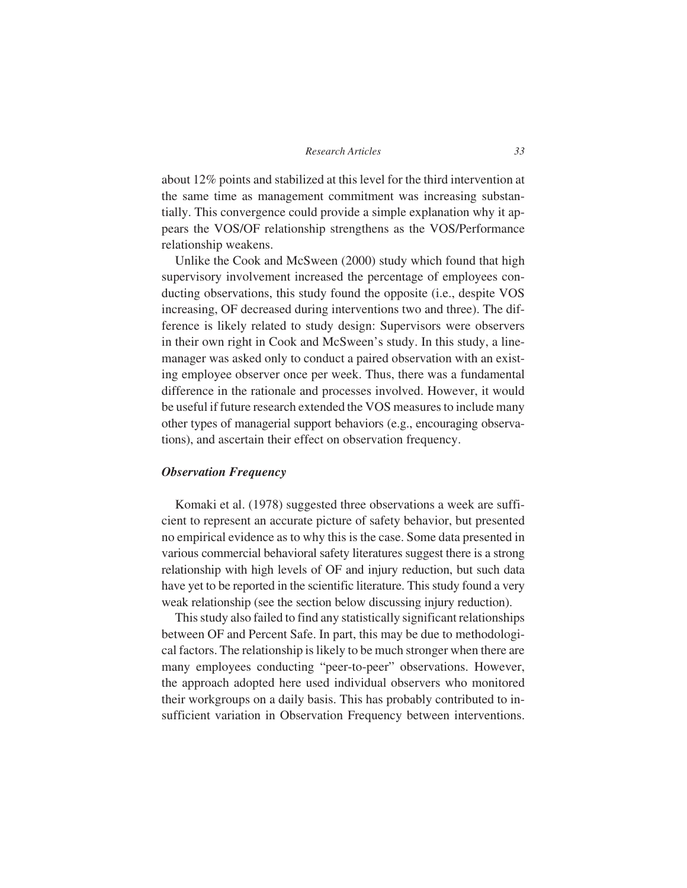about 12% points and stabilized at this level for the third intervention at the same time as management commitment was increasing substantially. This convergence could provide a simple explanation why it appears the VOS/OF relationship strengthens as the VOS/Performance relationship weakens.

Unlike the Cook and McSween (2000) study which found that high supervisory involvement increased the percentage of employees conducting observations, this study found the opposite (i.e., despite VOS increasing, OF decreased during interventions two and three). The difference is likely related to study design: Supervisors were observers in their own right in Cook and McSween's study. In this study, a line-manager was asked only to conduct a paired observation with an existing employee observer once per week. Thus, there was a fundamental difference in the rationale and processes involved. However, it would be useful if future research extended the VOS measures to include many other types of managerial support behaviors (e.g., encouraging observations), and ascertain their effect on observation frequency.

### *Observation Frequency*

Komaki et al. (1978) suggested three observations a week are sufficient to represent an accurate picture of safety behavior, but presented no empirical evidence as to why this is the case. Some data presented in various commercial behavioral safety literatures suggest there is a strong relationship with high levels of OF and injury reduction, but such data have yet to be reported in the scientific literature. This study found a very weak relationship (see the section below discussing injury reduction).

This study also failed to find any statistically significant relationships between OF and Percent Safe. In part, this may be due to methodological factors. The relationship is likely to be much stronger when there are many employees conducting "peer-to-peer" observations. However, the approach adopted here used individual observers who monitored their workgroups on a daily basis. This has probably contributed to insufficient variation in Observation Frequency between interventions.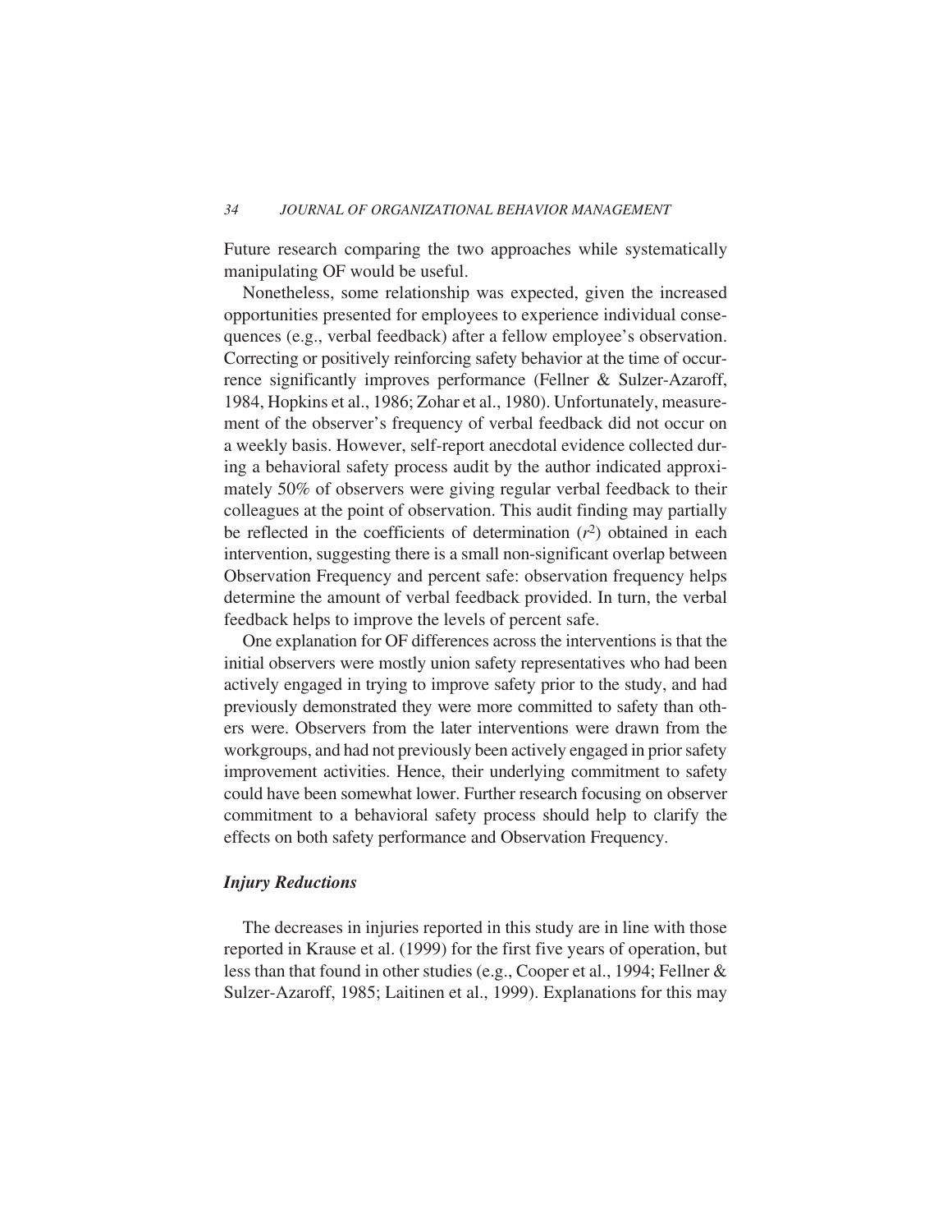Future research comparing the two approaches while systematically manipulating OF would be useful.

Nonetheless, some relationship was expected, given the increased opportunities presented for employees to experience individual consequences (e.g., verbal feedback) after a fellow employee's observation. Correcting or positively reinforcing safety behavior at the time of occurrence significantly improves performance (Fellner & Sulzer-Azaroff, 1984, Hopkins et al., 1986; Zohar et al., 1980). Unfortunately, measurement of the observer's frequency of verbal feedback did not occur on a weekly basis. However, self-report anecdotal evidence collected during a behavioral safety process audit by the author indicated approximately 50% of observers were giving regular verbal feedback to their colleagues at the point of observation. This audit finding may partially be reflected in the coefficients of determination ($r^2$) obtained in each intervention, suggesting there is a small non-significant overlap between Observation Frequency and percent safe: observation frequency helps determine the amount of verbal feedback provided. In turn, the verbal feedback helps to improve the levels of percent safe.

One explanation for OF differences across the interventions is that the initial observers were mostly union safety representatives who had been actively engaged in trying to improve safety prior to the study, and had previously demonstrated they were more committed to safety than others were. Observers from the later interventions were drawn from the workgroups, and had not previously been actively engaged in prior safety improvement activities. Hence, their underlying commitment to safety could have been somewhat lower. Further research focusing on observer commitment to a behavioral safety process should help to clarify the effects on both safety performance and Observation Frequency.

### *Injury Reductions*

The decreases in injuries reported in this study are in line with those reported in Krause et al. (1999) for the first five years of operation, but less than that found in other studies (e.g., Cooper et al., 1994; Fellner & Sulzer-Azaroff, 1985; Laitinen et al., 1999). Explanations for this may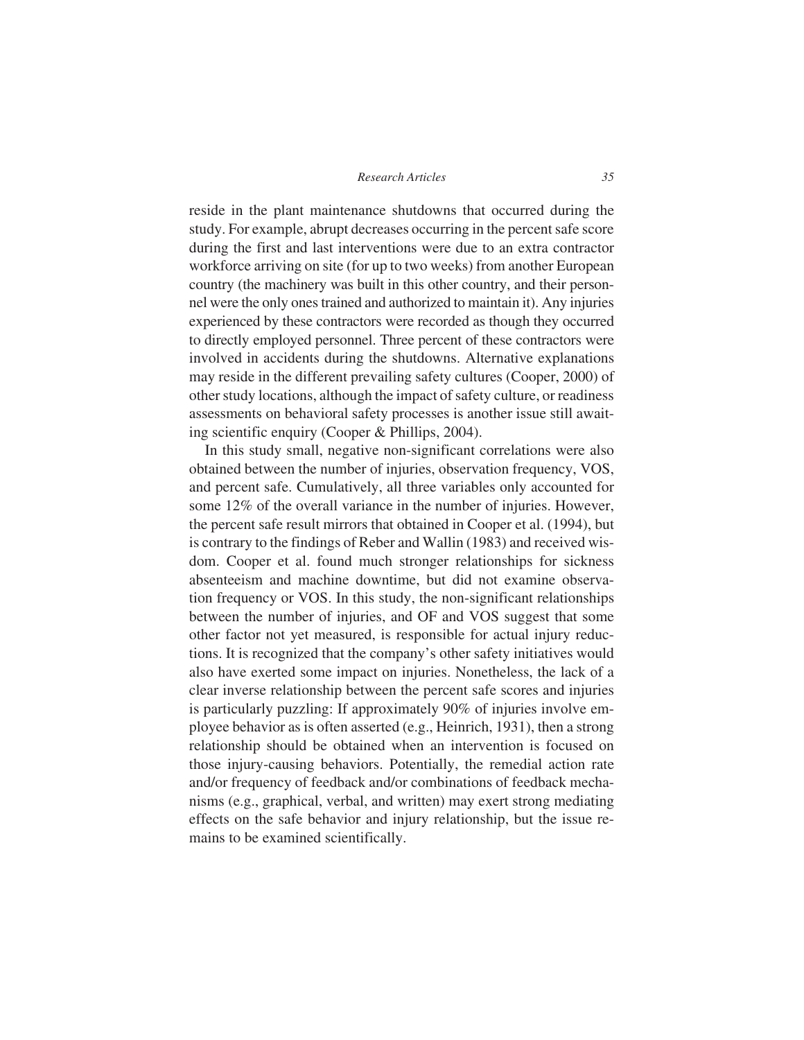reside in the plant maintenance shutdowns that occurred during the study. For example, abrupt decreases occurring in the percent safe score during the first and last interventions were due to an extra contractor workforce arriving on site (for up to two weeks) from another European country (the machinery was built in this other country, and their personnel were the only ones trained and authorized to maintain it). Any injuries experienced by these contractors were recorded as though they occurred to directly employed personnel. Three percent of these contractors were involved in accidents during the shutdowns. Alternative explanations may reside in the different prevailing safety cultures (Cooper, 2000) of other study locations, although the impact of safety culture, or readiness assessments on behavioral safety processes is another issue still awaiting scientific enquiry (Cooper & Phillips, 2004).

In this study small, negative non-significant correlations were also obtained between the number of injuries, observation frequency, VOS, and percent safe. Cumulatively, all three variables only accounted for some 12% of the overall variance in the number of injuries. However, the percent safe result mirrors that obtained in Cooper et al. (1994), but is contrary to the findings of Reber and Wallin (1983) and received wisdom. Cooper et al. found much stronger relationships for sickness absenteeism and machine downtime, but did not examine observation frequency or VOS. In this study, the non-significant relationships between the number of injuries, and OF and VOS suggest that some other factor not yet measured, is responsible for actual injury reductions. It is recognized that the company's other safety initiatives would also have exerted some impact on injuries. Nonetheless, the lack of a clear inverse relationship between the percent safe scores and injuries is particularly puzzling: If approximately 90% of injuries involve employee behavior as is often asserted (e.g., Heinrich, 1931), then a strong relationship should be obtained when an intervention is focused on those injury-causing behaviors. Potentially, the remedial action rate and/or frequency of feedback and/or combinations of feedback mechanisms (e.g., graphical, verbal, and written) may exert strong mediating effects on the safe behavior and injury relationship, but the issue remains to be examined scientifically.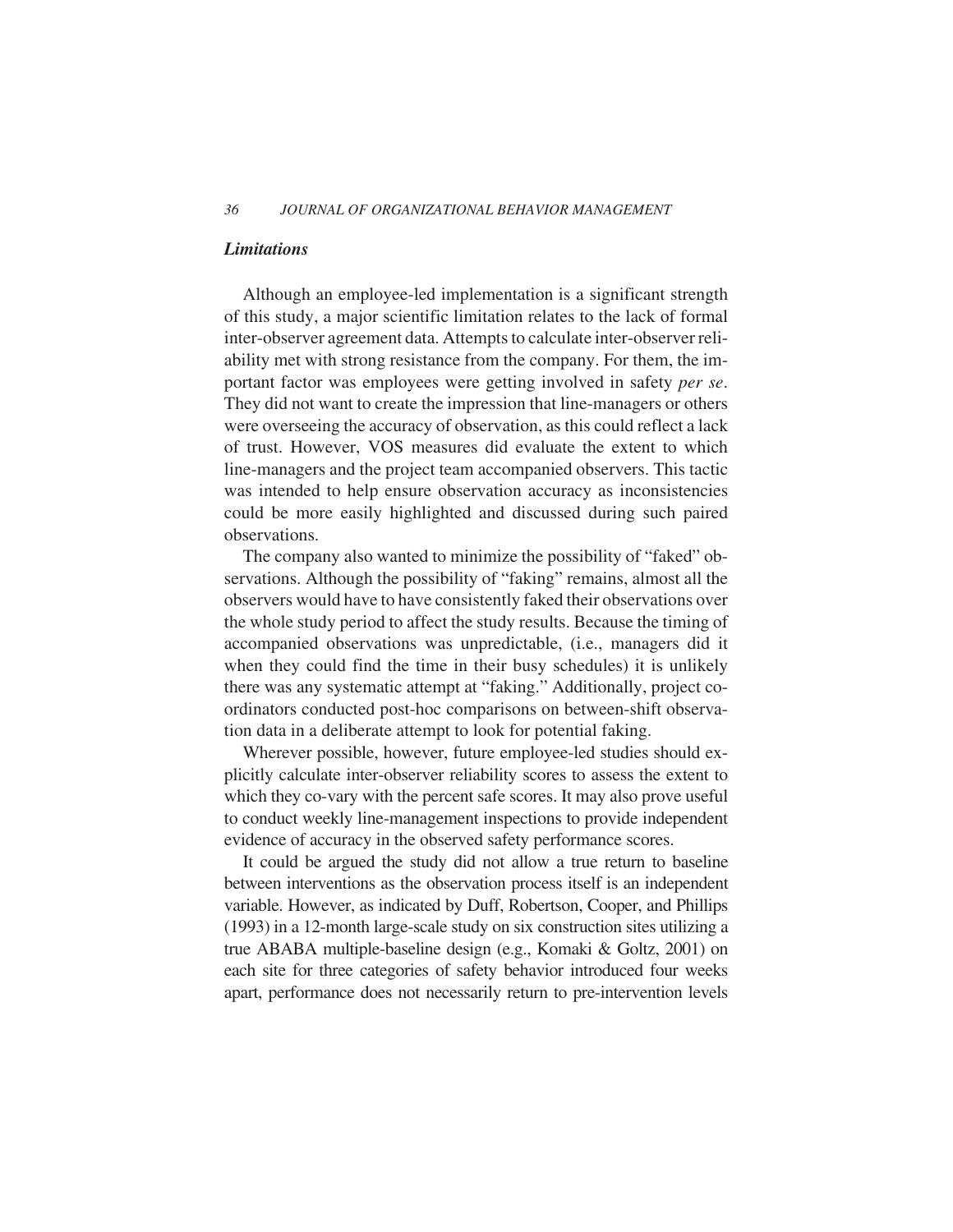### *Limitations*

Although an employee-led implementation is a significant strength of this study, a major scientific limitation relates to the lack of formal inter-observer agreement data. Attempts to calculate inter-observer reliability met with strong resistance from the company. For them, the important factor was employees were getting involved in safety *per se*. They did not want to create the impression that line-managers or others were overseeing the accuracy of observation, as this could reflect a lack of trust. However, VOS measures did evaluate the extent to which line-managers and the project team accompanied observers. This tactic was intended to help ensure observation accuracy as inconsistencies could be more easily highlighted and discussed during such paired observations.

The company also wanted to minimize the possibility of "faked" observations. Although the possibility of "faking" remains, almost all the observers would have to have consistently faked their observations over the whole study period to affect the study results. Because the timing of accompanied observations was unpredictable, (i.e., managers did it when they could find the time in their busy schedules) it is unlikely there was any systematic attempt at "faking." Additionally, project coordinators conducted post-hoc comparisons on between-shift observation data in a deliberate attempt to look for potential faking.

Wherever possible, however, future employee-led studies should explicitly calculate inter-observer reliability scores to assess the extent to which they co-vary with the percent safe scores. It may also prove useful to conduct weekly line-management inspections to provide independent evidence of accuracy in the observed safety performance scores.

It could be argued the study did not allow a true return to baseline between interventions as the observation process itself is an independent variable. However, as indicated by Duff, Robertson, Cooper, and Phillips (1993) in a 12-month large-scale study on six construction sites utilizing a true ABABA multiple-baseline design (e.g., Komaki & Goltz, 2001) on each site for three categories of safety behavior introduced four weeks apart, performance does not necessarily return to pre-intervention levels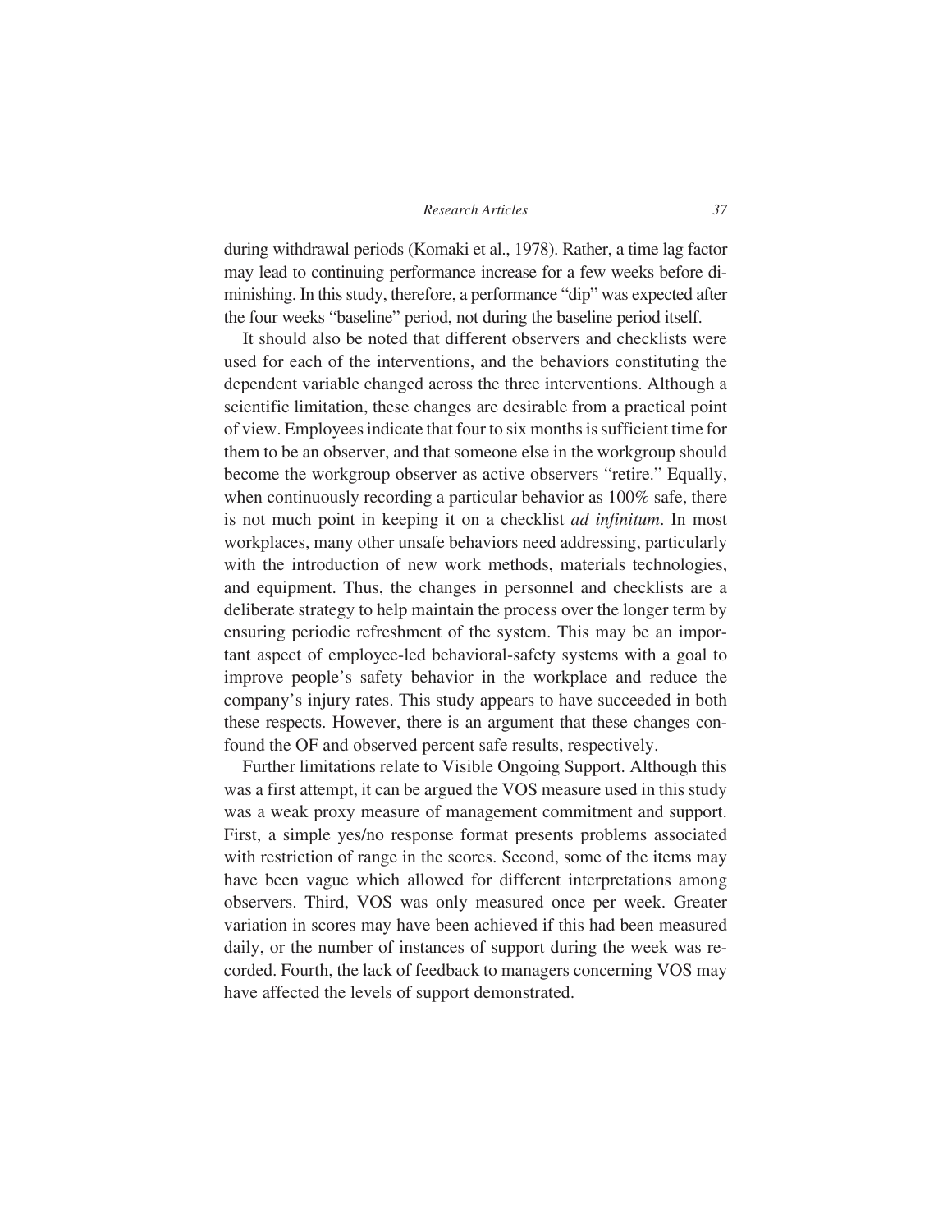during withdrawal periods (Komaki et al., 1978). Rather, a time lag factor may lead to continuing performance increase for a few weeks before diminishing. In this study, therefore, a performance "dip" was expected after the four weeks "baseline" period, not during the baseline period itself.

It should also be noted that different observers and checklists were used for each of the interventions, and the behaviors constituting the dependent variable changed across the three interventions. Although a scientific limitation, these changes are desirable from a practical point of view. Employees indicate that four to six months is sufficient time for them to be an observer, and that someone else in the workgroup should become the workgroup observer as active observers "retire." Equally, when continuously recording a particular behavior as 100% safe, there is not much point in keeping it on a checklist *ad infinitum*. In most workplaces, many other unsafe behaviors need addressing, particularly with the introduction of new work methods, materials technologies, and equipment. Thus, the changes in personnel and checklists are a deliberate strategy to help maintain the process over the longer term by ensuring periodic refreshment of the system. This may be an important aspect of employee-led behavioral-safety systems with a goal to improve people's safety behavior in the workplace and reduce the company's injury rates. This study appears to have succeeded in both these respects. However, there is an argument that these changes confound the OF and observed percent safe results, respectively.

Further limitations relate to Visible Ongoing Support. Although this was a first attempt, it can be argued the VOS measure used in this study was a weak proxy measure of management commitment and support. First, a simple yes/no response format presents problems associated with restriction of range in the scores. Second, some of the items may have been vague which allowed for different interpretations among observers. Third, VOS was only measured once per week. Greater variation in scores may have been achieved if this had been measured daily, or the number of instances of support during the week was recorded. Fourth, the lack of feedback to managers concerning VOS may have affected the levels of support demonstrated.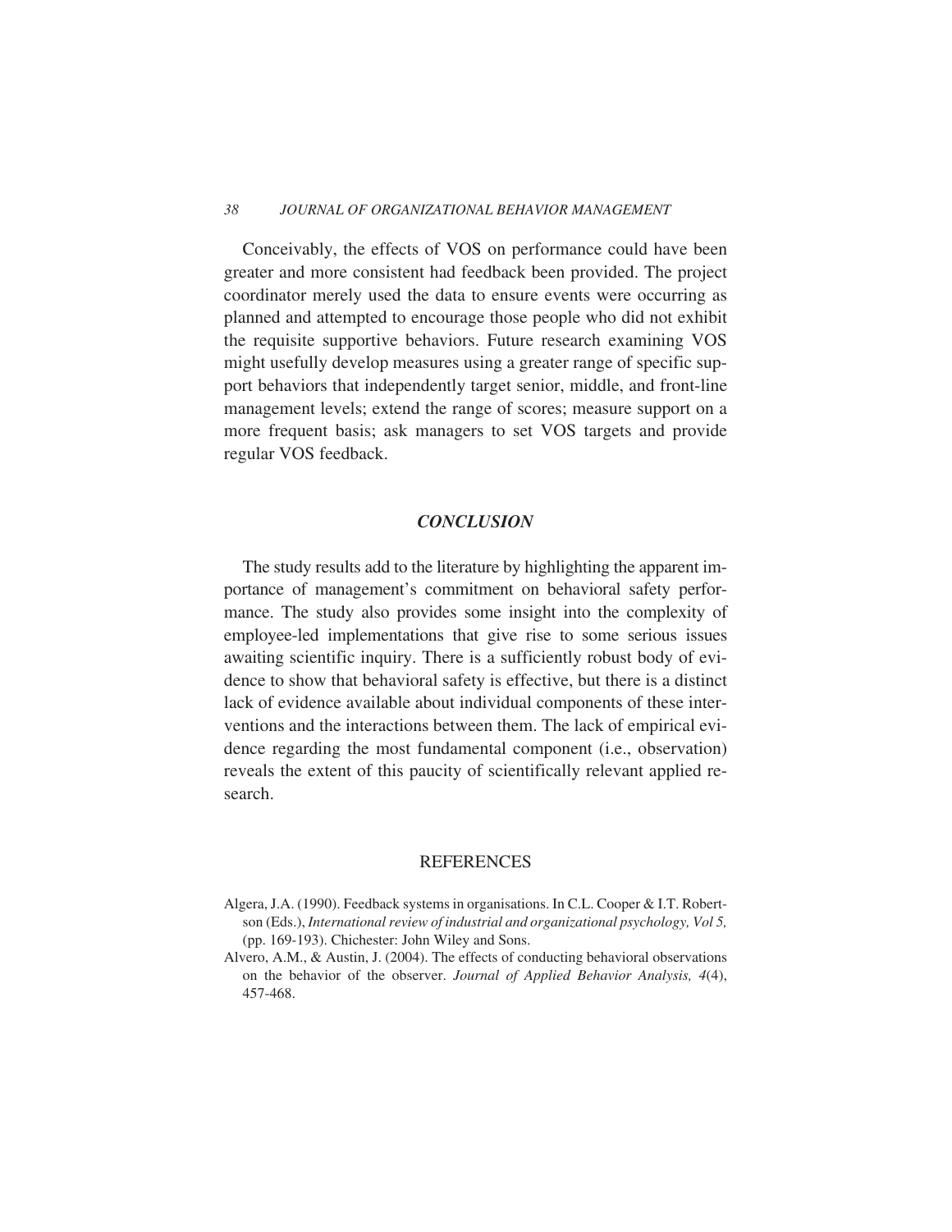Conceivably, the effects of VOS on performance could have been greater and more consistent had feedback been provided. The project coordinator merely used the data to ensure events were occurring as planned and attempted to encourage those people who did not exhibit the requisite supportive behaviors. Future research examining VOS might usefully develop measures using a greater range of specific support behaviors that independently target senior, middle, and front-line management levels; extend the range of scores; measure support on a more frequent basis; ask managers to set VOS targets and provide regular VOS feedback.

## *CONCLUSION*

The study results add to the literature by highlighting the apparent importance of management's commitment on behavioral safety performance. The study also provides some insight into the complexity of employee-led implementations that give rise to some serious issues awaiting scientific inquiry. There is a sufficiently robust body of evidence to show that behavioral safety is effective, but there is a distinct lack of evidence available about individual components of these interventions and the interactions between them. The lack of empirical evidence regarding the most fundamental component (i.e., observation) reveals the extent of this paucity of scientifically relevant applied research.

## REFERENCES

Algera, J.A. (1990). Feedback systems in organisations. In C.L. Cooper & I.T. Robertson (Eds.), *International review of industrial and organizational psychology, Vol 5,* (pp. 169-193). Chichester: John Wiley and Sons.

Alvero, A.M., & Austin, J. (2004). The effects of conducting behavioral observations on the behavior of the observer. *Journal of Applied Behavior Analysis, 4*(4), 457-468.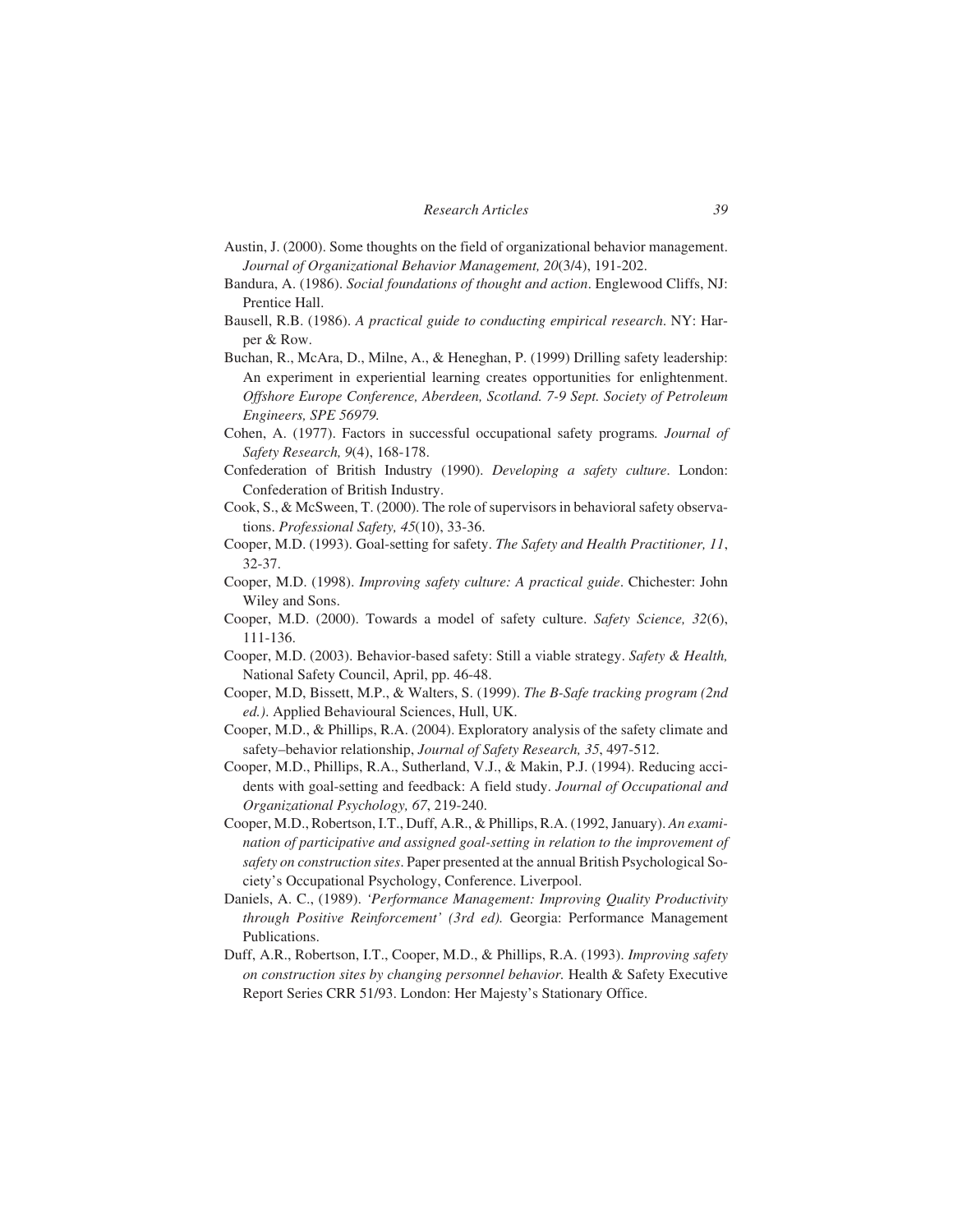Austin, J. (2000). Some thoughts on the field of organizational behavior management. *Journal of Organizational Behavior Management, 20*(3/4), 191-202.

Bandura, A. (1986). *Social foundations of thought and action*. Englewood Cliffs, NJ: Prentice Hall.

Bausell, R.B. (1986). *A practical guide to conducting empirical research*. NY: Harper & Row.

Buchan, R., McAra, D., Milne, A., & Heneghan, P. (1999) Drilling safety leadership: An experiment in experiential learning creates opportunities for enlightenment. *Offshore Europe Conference, Aberdeen, Scotland. 7-9 Sept. Society of Petroleum Engineers, SPE 56979.*

Cohen, A. (1977). Factors in successful occupational safety programs*. Journal of Safety Research, 9*(4), 168-178.

Confederation of British Industry (1990). *Developing a safety culture*. London: Confederation of British Industry.

Cook, S., & McSween, T. (2000). The role of supervisors in behavioral safety observations. *Professional Safety, 45*(10), 33-36.

Cooper, M.D. (1993). Goal-setting for safety. *The Safety and Health Practitioner, 11*, 32-37.

Cooper, M.D. (1998). *Improving safety culture: A practical guide*. Chichester: John Wiley and Sons.

Cooper, M.D. (2000). Towards a model of safety culture. *Safety Science, 32*(6), 111-136.

Cooper, M.D. (2003). Behavior-based safety: Still a viable strategy. *Safety & Health,* National Safety Council, April, pp. 46-48.

Cooper, M.D, Bissett, M.P., & Walters, S. (1999). *The B-Safe tracking program (2nd ed.)*. Applied Behavioural Sciences, Hull, UK.

Cooper, M.D., & Phillips, R.A. (2004). Exploratory analysis of the safety climate and safety–behavior relationship, *Journal of Safety Research, 35*, 497-512.

Cooper, M.D., Phillips, R.A., Sutherland, V.J., & Makin, P.J. (1994). Reducing accidents with goal-setting and feedback: A field study. *Journal of Occupational and Organizational Psychology, 67*, 219-240.

Cooper, M.D., Robertson, I.T., Duff, A.R., & Phillips, R.A. (1992, January). *An examination of participative and assigned goal-setting in relation to the improvement of safety on construction sites*. Paper presented at the annual British Psychological Society's Occupational Psychology, Conference. Liverpool.

Daniels, A. C., (1989). *'Performance Management: Improving Quality Productivity through Positive Reinforcement' (3rd ed).* Georgia: Performance Management Publications.

Duff, A.R., Robertson, I.T., Cooper, M.D., & Phillips, R.A. (1993). *Improving safety on construction sites by changing personnel behavior.* Health & Safety Executive Report Series CRR 51/93. London: Her Majesty's Stationary Office.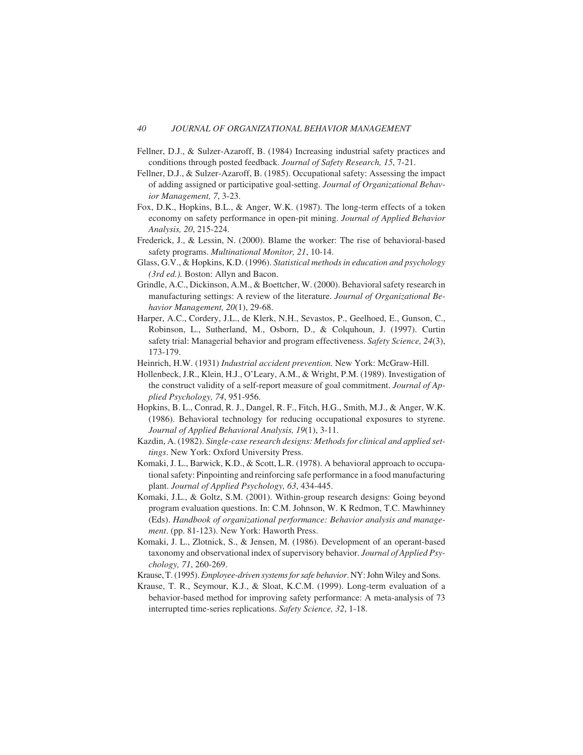Fellner, D.J., & Sulzer-Azaroff, B. (1984) Increasing industrial safety practices and conditions through posted feedback. *Journal of Safety Research, 15*, 7-21.

Fellner, D.J., & Sulzer-Azaroff, B. (1985). Occupational safety: Assessing the impact of adding assigned or participative goal-setting. *Journal of Organizational Behavior Management, 7*, 3-23.

Fox, D.K., Hopkins, B.L., & Anger, W.K. (1987). The long-term effects of a token economy on safety performance in open-pit mining. *Journal of Applied Behavior Analysis, 20*, 215-224.

Frederick, J., & Lessin, N. (2000). Blame the worker: The rise of behavioral-based safety programs. *Multinational Monitor, 21*, 10-14.

Glass, G.V., & Hopkins, K.D. (1996). *Statistical methods in education and psychology (3rd ed.).* Boston: Allyn and Bacon.

Grindle, A.C., Dickinson, A.M., & Boettcher, W. (2000). Behavioral safety research in manufacturing settings: A review of the literature. *Journal of Organizational Behavior Management, 20*(1), 29-68.

Harper, A.C., Cordery, J.L., de Klerk, N.H., Sevastos, P., Geelhoed, E., Gunson, C., Robinson, L., Sutherland, M., Osborn, D., & Colquhoun, J. (1997). Curtin safety trial: Managerial behavior and program effectiveness. *Safety Science, 24*(3), 173-179.

Heinrich, H.W. (1931) *Industrial accident prevention.* New York: McGraw-Hill.

Hollenbeck, J.R., Klein, H.J., O'Leary, A.M., & Wright, P.M. (1989). Investigation of the construct validity of a self-report measure of goal commitment. *Journal of Applied Psychology, 74*, 951-956.

Hopkins, B. L., Conrad, R. J., Dangel, R. F., Fitch, H.G., Smith, M.J., & Anger, W.K. (1986). Behavioral technology for reducing occupational exposures to styrene. *Journal of Applied Behavioral Analysis, 19*(1), 3-11.

Kazdin, A. (1982). *Single-case research designs: Methods for clinical and applied settings*. New York: Oxford University Press.

Komaki, J. L., Barwick, K.D., & Scott, L.R. (1978). A behavioral approach to occupational safety: Pinpointing and reinforcing safe performance in a food manufacturing plant. *Journal of Applied Psychology, 63*, 434-445.

Komaki, J.L., & Goltz, S.M. (2001). Within-group research designs: Going beyond program evaluation questions. In: C.M. Johnson, W. K Redmon, T.C. Mawhinney (Eds). *Handbook of organizational performance: Behavior analysis and management*. (pp. 81-123). New York: Haworth Press.

Komaki, J. L., Zlotnick, S., & Jensen, M. (1986). Development of an operant-based taxonomy and observational index of supervisory behavior. *Journal of Applied Psychology, 71*, 260-269.

Krause, T. (1995). *Employee-driven systems for safe behavior*. NY: John Wiley and Sons.

Krause, T. R., Seymour, K.J., & Sloat, K.C.M. (1999). Long-term evaluation of a behavior-based method for improving safety performance: A meta-analysis of 73 interrupted time-series replications. *Safety Science, 32*, 1-18.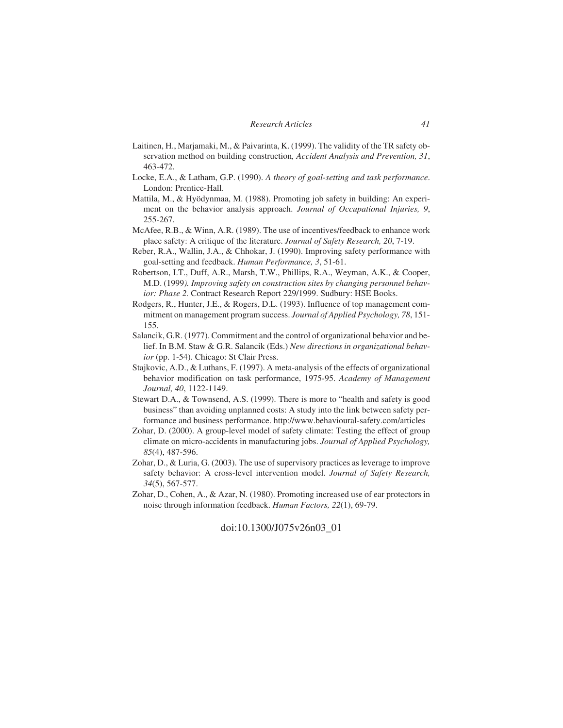Laitinen, H., Marjamaki, M., & Paivarinta, K. (1999). The validity of the TR safety observation method on building construction*, Accident Analysis and Prevention, 31*, 463-472.

Locke, E.A., & Latham, G.P. (1990). *A theory of goal-setting and task performance*. London: Prentice-Hall.

Mattila, M., & Hyödynmaa, M. (1988). Promoting job safety in building: An experiment on the behavior analysis approach. *Journal of Occupational Injuries, 9*, 255-267.

McAfee, R.B., & Winn, A.R. (1989). The use of incentives/feedback to enhance work place safety: A critique of the literature. *Journal of Safety Research, 20*, 7-19.

Reber, R.A., Wallin, J.A., & Chhokar, J. (1990). Improving safety performance with goal-setting and feedback. *Human Performance, 3*, 51-61.

Robertson, I.T., Duff, A.R., Marsh, T.W., Phillips, R.A., Weyman, A.K., & Cooper, M.D. (1999*). Improving safety on construction sites by changing personnel behavior: Phase 2.* Contract Research Report 229/1999. Sudbury: HSE Books.

Rodgers, R., Hunter, J.E., & Rogers, D.L. (1993). Influence of top management commitment on management program success. *Journal of Applied Psychology, 78*, 151-155.

Salancik, G.R. (1977). Commitment and the control of organizational behavior and belief. In B.M. Staw & G.R. Salancik (Eds.) *New directions in organizational behavior* (pp. 1-54). Chicago: St Clair Press.

Stajkovic, A.D., & Luthans, F. (1997). A meta-analysis of the effects of organizational behavior modification on task performance, 1975-95. *Academy of Management Journal, 40*, 1122-1149.

Stewart D.A., & Townsend, A.S. (1999). There is more to "health and safety is good business" than avoiding unplanned costs: A study into the link between safety performance and business performance. http://www.behavioural-safety.com/articles

Zohar, D. (2000). A group-level model of safety climate: Testing the effect of group climate on micro-accidents in manufacturing jobs. *Journal of Applied Psychology, 85*(4), 487-596.

Zohar, D., & Luria, G. (2003). The use of supervisory practices as leverage to improve safety behavior: A cross-level intervention model. *Journal of Safety Research, 34*(5), 567-577.

Zohar, D., Cohen, A., & Azar, N. (1980). Promoting increased use of ear protectors in noise through information feedback. *Human Factors, 22*(1), 69-79.

doi:10.1300/J075v26n03_01